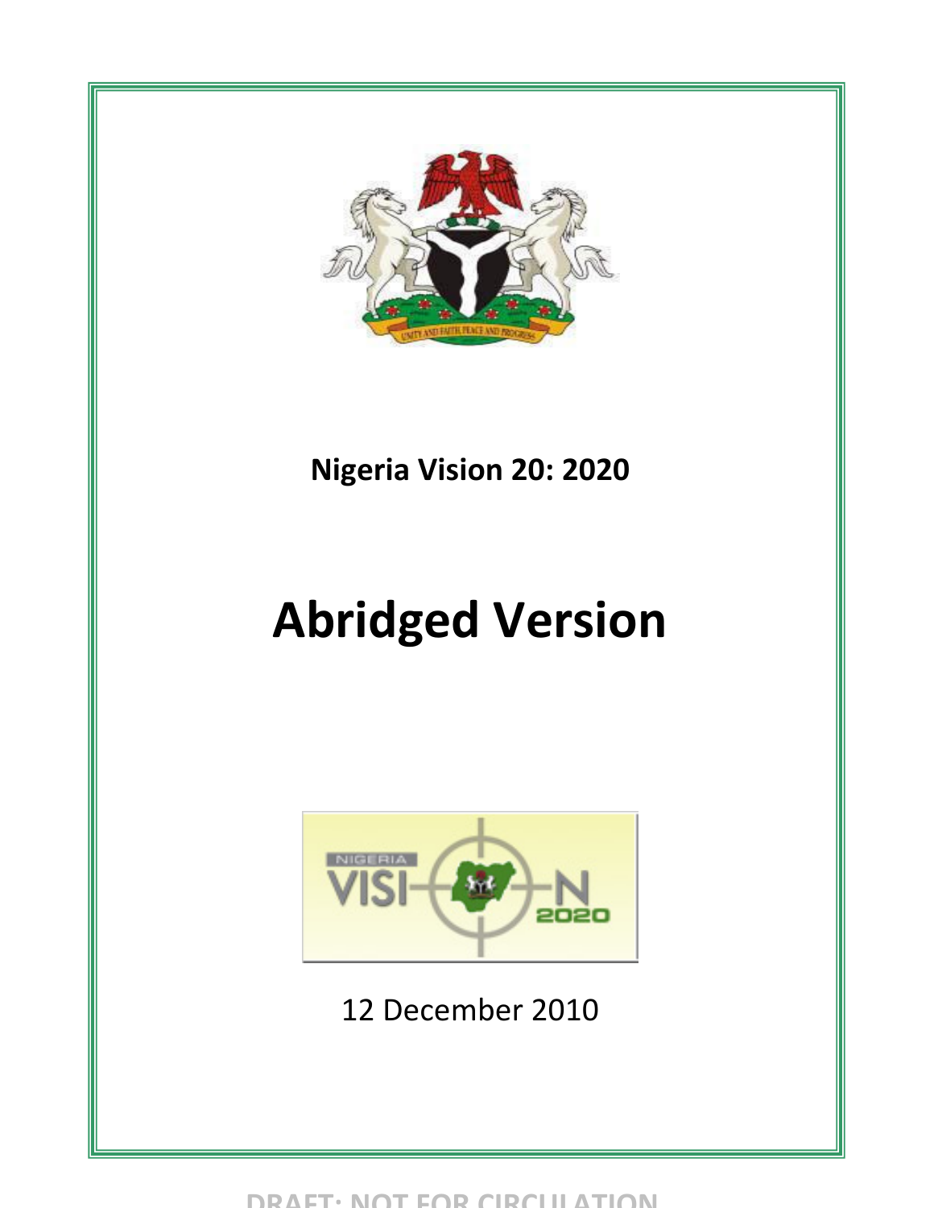# Nigeria Vision 20: 2020

# Abridged Version

12 December 2010

DRAFT: NOT FOR CIRCULATION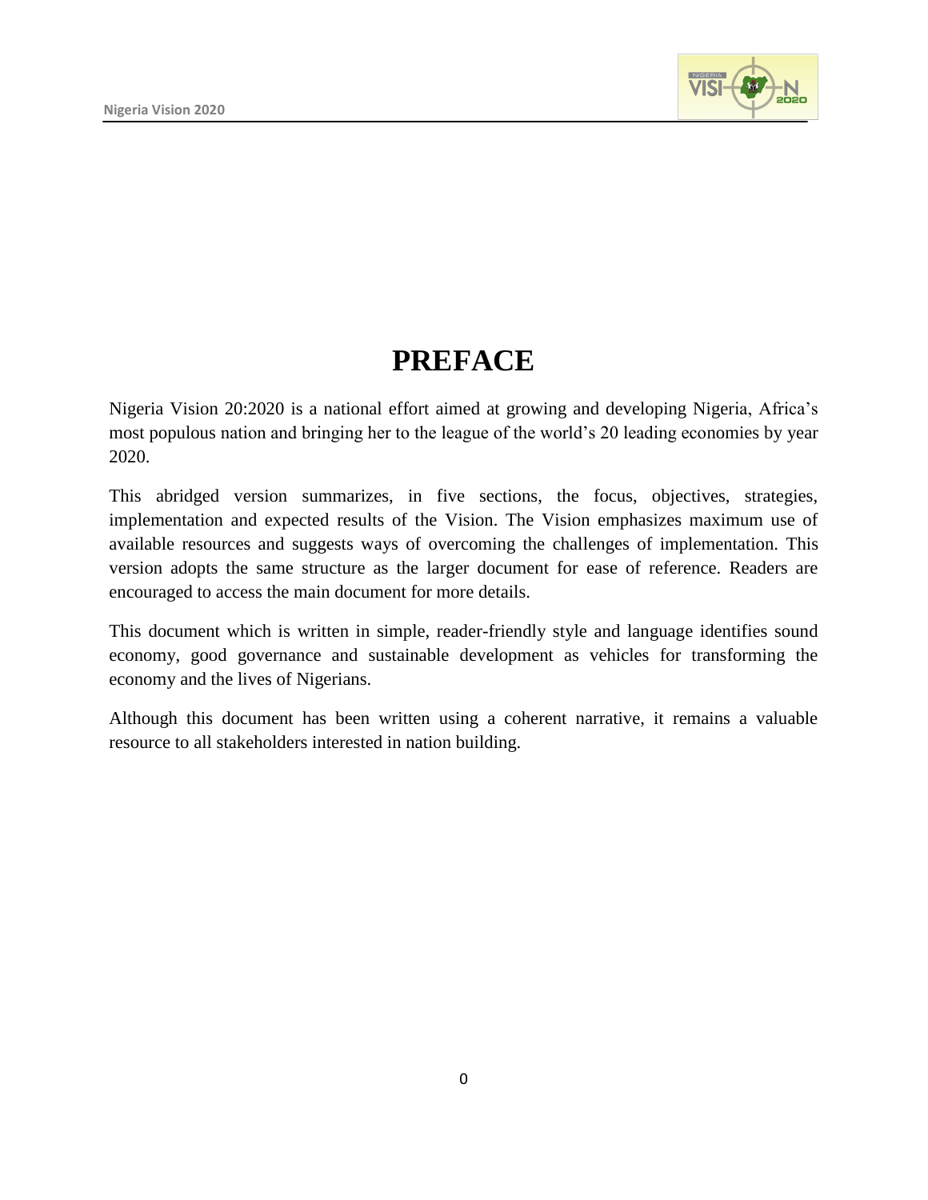# PREFACE

Nigeria Vision 20:2020 is a national effort aimed at growing and developing Nigeria, Africa's most populous nation and bringing her to the league of the world's 20 leading economies by year 2020.

This abridged version summarizes, in five sections, the focus, objectives, strategies, implementation and expected results of the Vision. The Vision emphasizes maximum use of available resources and suggests ways of overcoming the challenges of implementation. This version adopts the same structure as the larger document for ease of reference. Readers are encouraged to access the main document for more details.

This document which is written in simple, reader-friendly style and language identifies sound economy, good governance and sustainable development as vehicles for transforming the economy and the lives of Nigerians.

Although this document has been written using a coherent narrative, it remains a valuable resource to all stakeholders interested in nation building.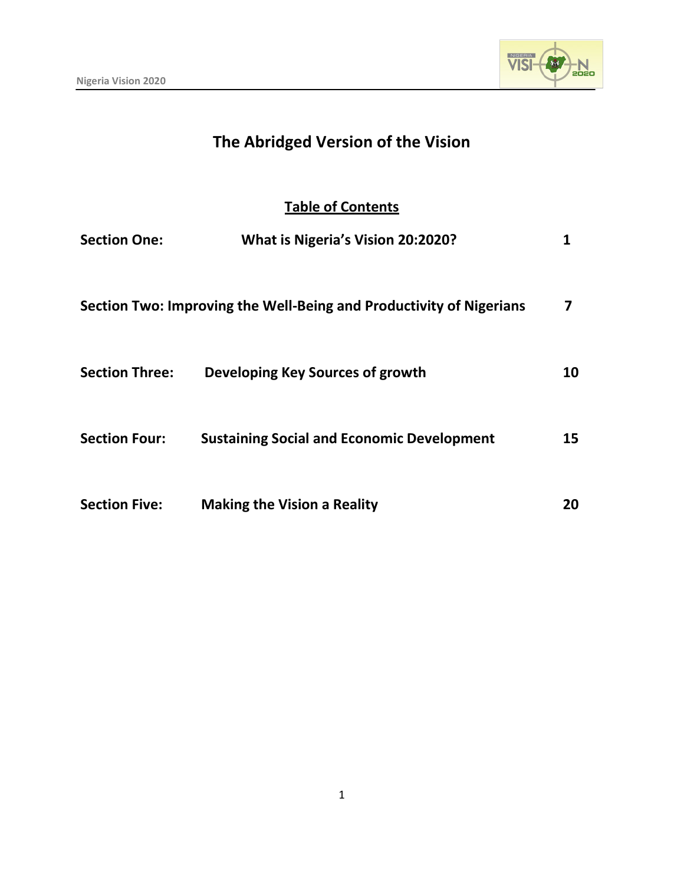# The Abridged Version of the Vision

## Table of Contents

| | | |
|---|---|---|
| **Section One:** | **What is Nigeria's Vision 20:2020?** | **1** |
| **Section Two:** | **Improving the Well-Being and Productivity of Nigerians** | **7** |
| **Section Three:** | **Developing Key Sources of growth** | **10** |
| **Section Four:** | **Sustaining Social and Economic Development** | **15** |
| **Section Five:** | **Making the Vision a Reality** | **20** |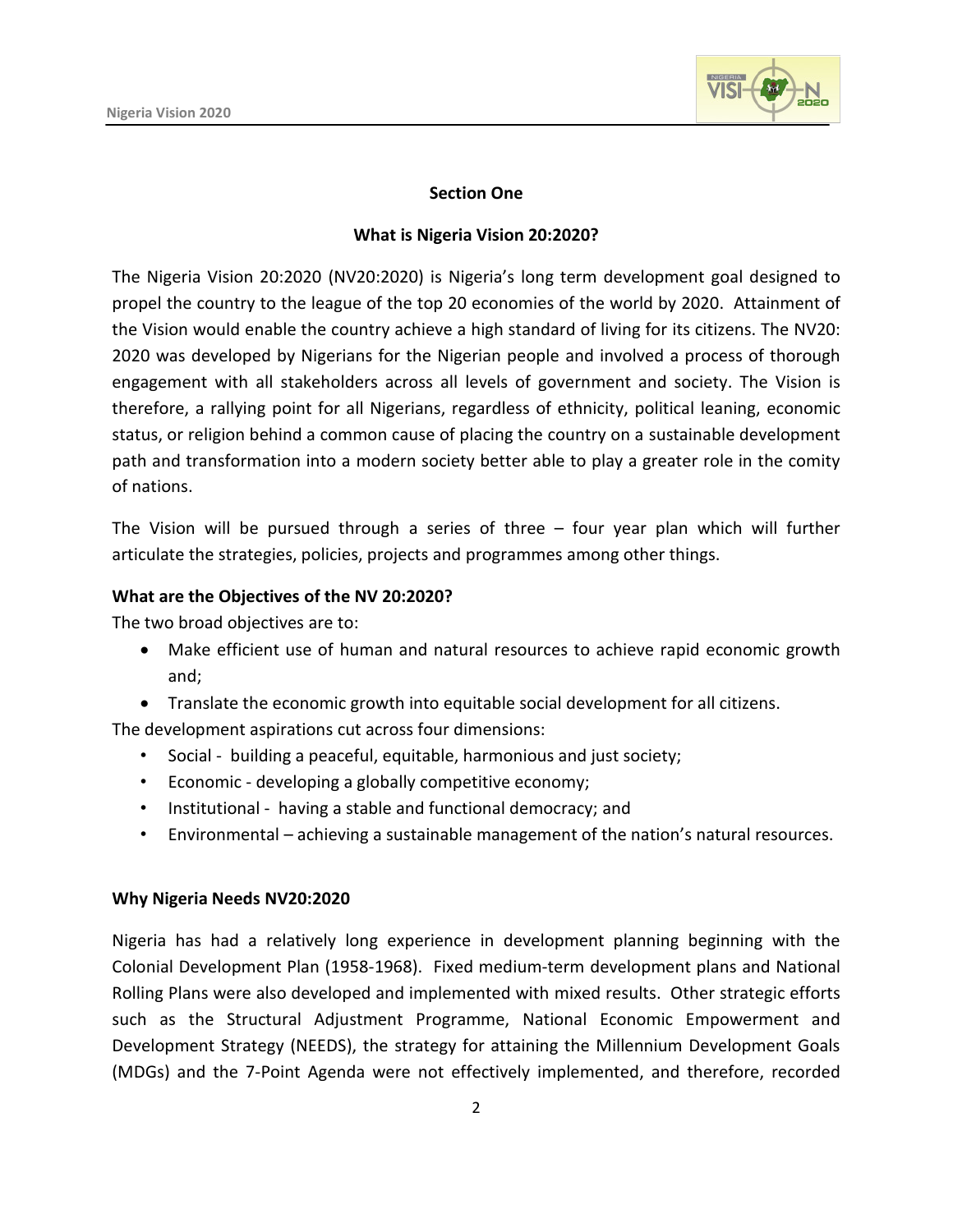## Section One

### What is Nigeria Vision 20:2020?

The Nigeria Vision 20:2020 (NV20:2020) is Nigeria's long term development goal designed to propel the country to the league of the top 20 economies of the world by 2020. Attainment of the Vision would enable the country achieve a high standard of living for its citizens. The NV20: 2020 was developed by Nigerians for the Nigerian people and involved a process of thorough engagement with all stakeholders across all levels of government and society. The Vision is therefore, a rallying point for all Nigerians, regardless of ethnicity, political leaning, economic status, or religion behind a common cause of placing the country on a sustainable development path and transformation into a modern society better able to play a greater role in the comity of nations.

The Vision will be pursued through a series of three – four year plan which will further articulate the strategies, policies, projects and programmes among other things.

**What are the Objectives of the NV 20:2020?**

The two broad objectives are to:

- Make efficient use of human and natural resources to achieve rapid economic growth and;
- Translate the economic growth into equitable social development for all citizens.

The development aspirations cut across four dimensions:

- Social - building a peaceful, equitable, harmonious and just society;
- Economic - developing a globally competitive economy;
- Institutional - having a stable and functional democracy; and
- Environmental – achieving a sustainable management of the nation's natural resources.

**Why Nigeria Needs NV20:2020**

Nigeria has had a relatively long experience in development planning beginning with the Colonial Development Plan (1958-1968). Fixed medium-term development plans and National Rolling Plans were also developed and implemented with mixed results. Other strategic efforts such as the Structural Adjustment Programme, National Economic Empowerment and Development Strategy (NEEDS), the strategy for attaining the Millennium Development Goals (MDGs) and the 7-Point Agenda were not effectively implemented, and therefore, recorded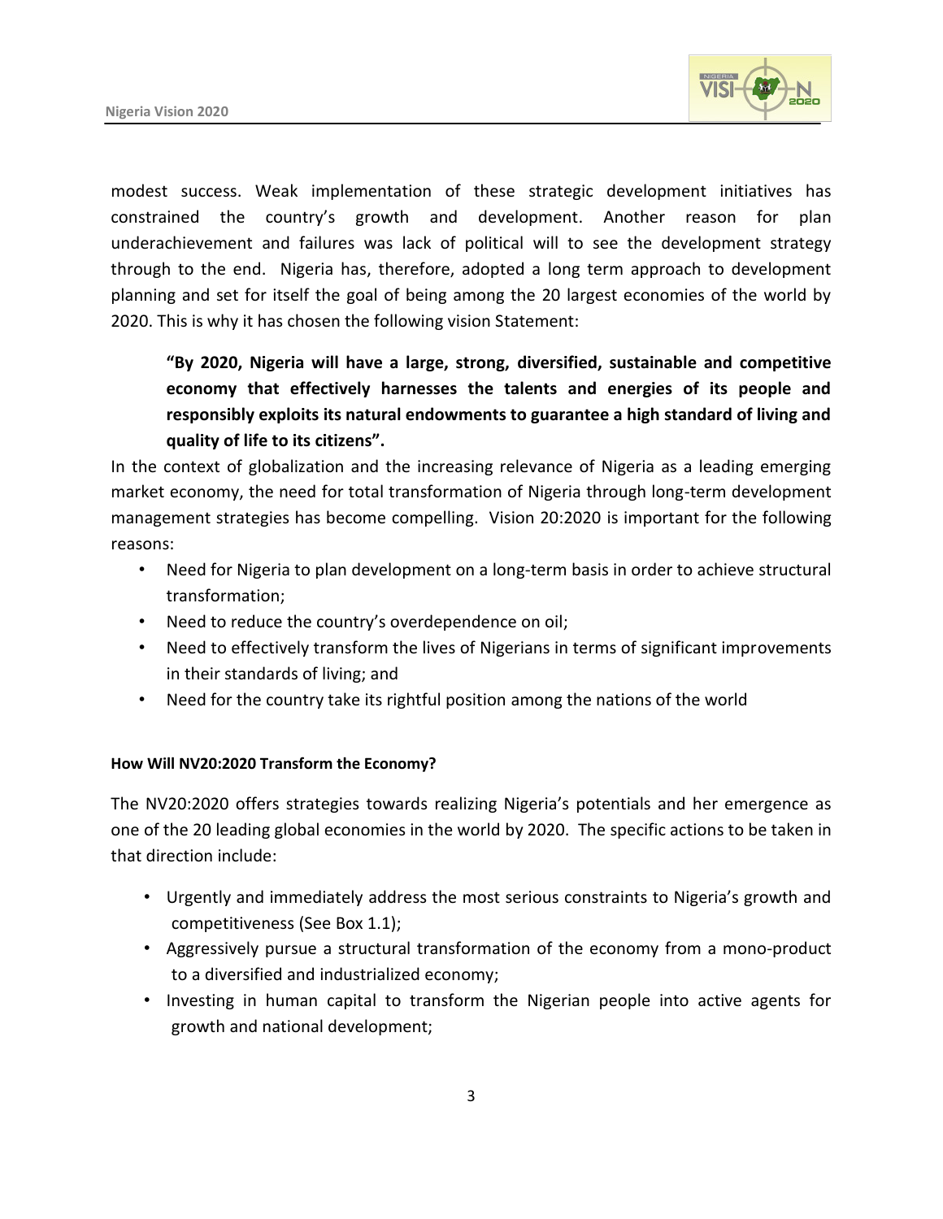modest success. Weak implementation of these strategic development initiatives has constrained the country's growth and development. Another reason for plan underachievement and failures was lack of political will to see the development strategy through to the end. Nigeria has, therefore, adopted a long term approach to development planning and set for itself the goal of being among the 20 largest economies of the world by 2020. This is why it has chosen the following vision Statement:

> **"By 2020, Nigeria will have a large, strong, diversified, sustainable and competitive economy that effectively harnesses the talents and energies of its people and responsibly exploits its natural endowments to guarantee a high standard of living and quality of life to its citizens".**

In the context of globalization and the increasing relevance of Nigeria as a leading emerging market economy, the need for total transformation of Nigeria through long-term development management strategies has become compelling. Vision 20:2020 is important for the following reasons:

- Need for Nigeria to plan development on a long-term basis in order to achieve structural transformation;
- Need to reduce the country's overdependence on oil;
- Need to effectively transform the lives of Nigerians in terms of significant improvements in their standards of living; and
- Need for the country take its rightful position among the nations of the world

#### How Will NV20:2020 Transform the Economy?

The NV20:2020 offers strategies towards realizing Nigeria's potentials and her emergence as one of the 20 leading global economies in the world by 2020. The specific actions to be taken in that direction include:

- Urgently and immediately address the most serious constraints to Nigeria's growth and competitiveness (See Box 1.1);
- Aggressively pursue a structural transformation of the economy from a mono-product to a diversified and industrialized economy;
- Investing in human capital to transform the Nigerian people into active agents for growth and national development;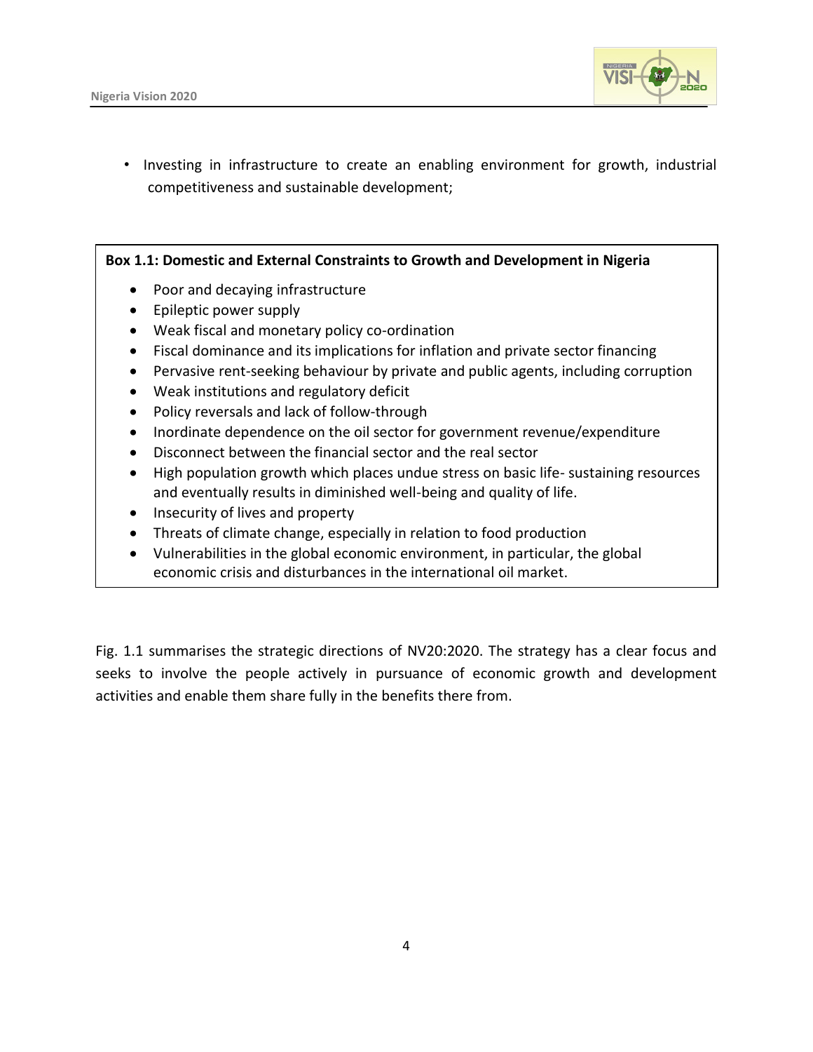- Investing in infrastructure to create an enabling environment for growth, industrial competitiveness and sustainable development;

**Box 1.1: Domestic and External Constraints to Growth and Development in Nigeria**

- Poor and decaying infrastructure
- Epileptic power supply
- Weak fiscal and monetary policy co-ordination
- Fiscal dominance and its implications for inflation and private sector financing
- Pervasive rent-seeking behaviour by private and public agents, including corruption
- Weak institutions and regulatory deficit
- Policy reversals and lack of follow-through
- Inordinate dependence on the oil sector for government revenue/expenditure
- Disconnect between the financial sector and the real sector
- High population growth which places undue stress on basic life- sustaining resources and eventually results in diminished well-being and quality of life.
- Insecurity of lives and property
- Threats of climate change, especially in relation to food production
- Vulnerabilities in the global economic environment, in particular, the global economic crisis and disturbances in the international oil market.

Fig. 1.1 summarises the strategic directions of NV20:2020. The strategy has a clear focus and seeks to involve the people actively in pursuance of economic growth and development activities and enable them share fully in the benefits there from.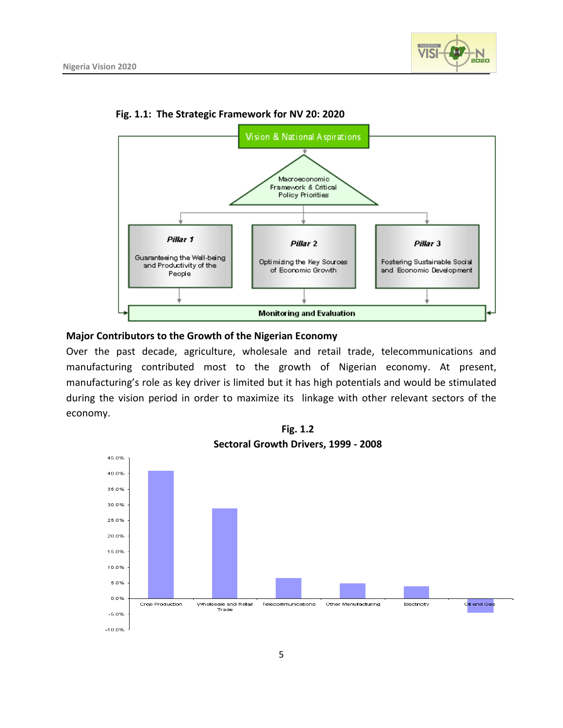**Fig. 1.1: The Strategic Framework for NV 20: 2020**

Vision & National Aspirations

Macroeconomic Framework & Critical Policy Priorities

**Pillar 1**
Guaranteeing the Well-being and Productivity of the People

**Pillar 2**
Optimizing the Key Sources of Economic Growth

**Pillar 3**
Fostering Sustainable Social and Economic Development

**Monitoring and Evaluation**

## Major Contributors to the Growth of the Nigerian Economy

Over the past decade, agriculture, wholesale and retail trade, telecommunications and manufacturing contributed most to the growth of Nigerian economy. At present, manufacturing's role as key driver is limited but it has high potentials and would be stimulated during the vision period in order to maximize its linkage with other relevant sectors of the economy.

**Fig. 1.2**
**Sectoral Growth Drivers, 1999 - 2008**

Crop Production | Wholesale and Retail Trade | Telecommunications | Other Manufacturing | Electricity | Oil and Gas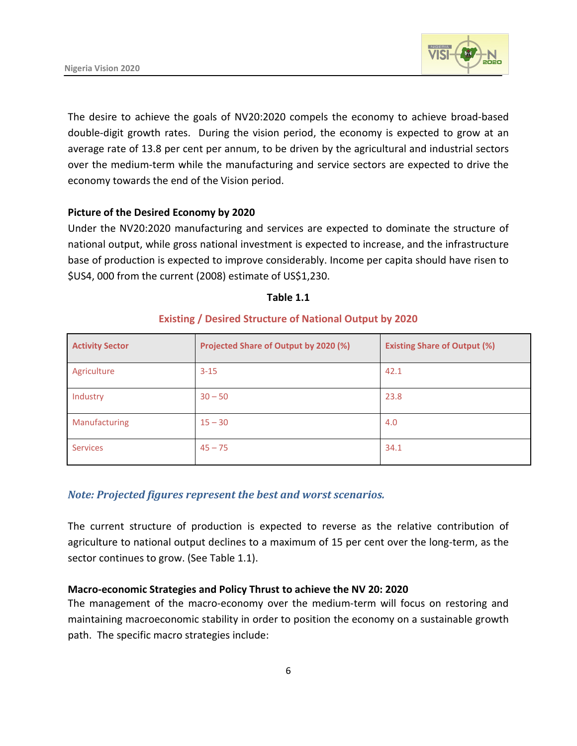The desire to achieve the goals of NV20:2020 compels the economy to achieve broad-based double-digit growth rates. During the vision period, the economy is expected to grow at an average rate of 13.8 per cent per annum, to be driven by the agricultural and industrial sectors over the medium-term while the manufacturing and service sectors are expected to drive the economy towards the end of the Vision period.

**Picture of the Desired Economy by 2020**

Under the NV20:2020 manufacturing and services are expected to dominate the structure of national output, while gross national investment is expected to increase, and the infrastructure base of production is expected to improve considerably. Income per capita should have risen to $US4, 000 from the current (2008) estimate of US$1,230.

**Table 1.1**

**Existing / Desired Structure of National Output by 2020**

| Activity Sector | Projected Share of Output by 2020 (%) | Existing Share of Output (%) |
|---|---|---|
| Agriculture | 3-15 | 42.1 |
| Industry | 30 – 50 | 23.8 |
| Manufacturing | 15 – 30 | 4.0 |
| Services | 45 – 75 | 34.1 |

***Note: Projected figures represent the best and worst scenarios.***

The current structure of production is expected to reverse as the relative contribution of agriculture to national output declines to a maximum of 15 per cent over the long-term, as the sector continues to grow. (See Table 1.1).

**Macro-economic Strategies and Policy Thrust to achieve the NV 20: 2020**

The management of the macro-economy over the medium-term will focus on restoring and maintaining macroeconomic stability in order to position the economy on a sustainable growth path. The specific macro strategies include: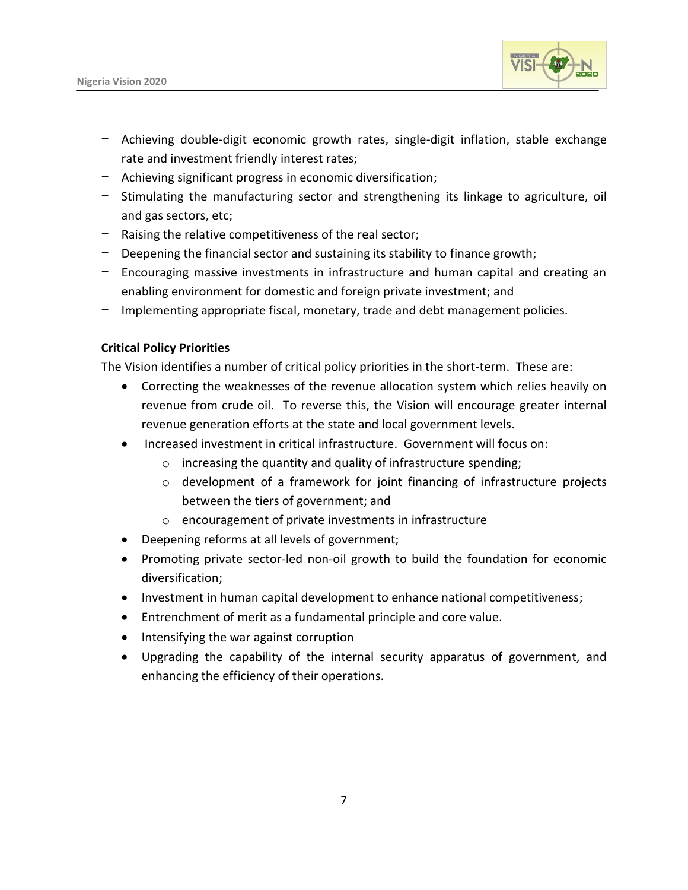- Achieving double-digit economic growth rates, single-digit inflation, stable exchange rate and investment friendly interest rates;
- Achieving significant progress in economic diversification;
- Stimulating the manufacturing sector and strengthening its linkage to agriculture, oil and gas sectors, etc;
- Raising the relative competitiveness of the real sector;
- Deepening the financial sector and sustaining its stability to finance growth;
- Encouraging massive investments in infrastructure and human capital and creating an enabling environment for domestic and foreign private investment; and
- Implementing appropriate fiscal, monetary, trade and debt management policies.

**Critical Policy Priorities**

The Vision identifies a number of critical policy priorities in the short-term. These are:

- Correcting the weaknesses of the revenue allocation system which relies heavily on revenue from crude oil. To reverse this, the Vision will encourage greater internal revenue generation efforts at the state and local government levels.
- Increased investment in critical infrastructure. Government will focus on:
    - increasing the quantity and quality of infrastructure spending;
    - development of a framework for joint financing of infrastructure projects between the tiers of government; and
    - encouragement of private investments in infrastructure
- Deepening reforms at all levels of government;
- Promoting private sector-led non-oil growth to build the foundation for economic diversification;
- Investment in human capital development to enhance national competitiveness;
- Entrenchment of merit as a fundamental principle and core value.
- Intensifying the war against corruption
- Upgrading the capability of the internal security apparatus of government, and enhancing the efficiency of their operations.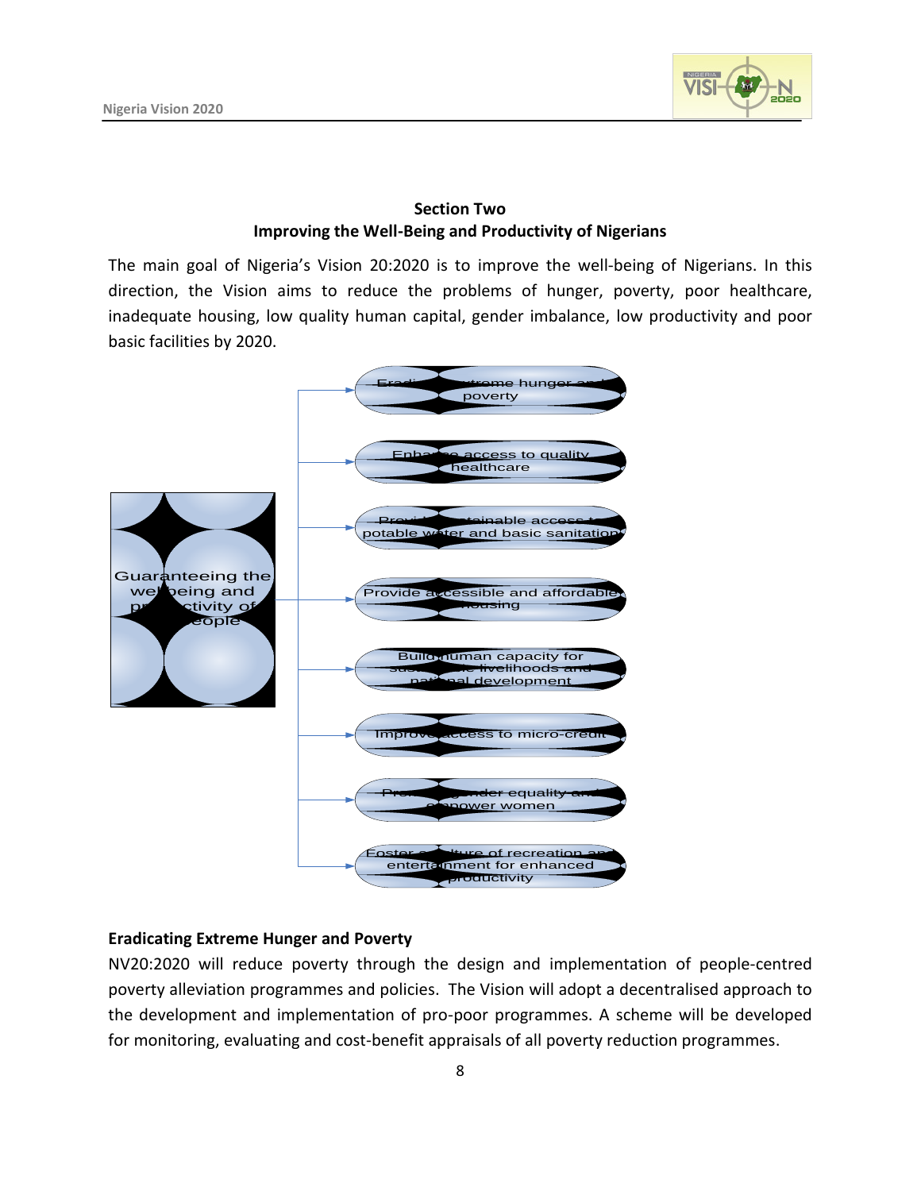**Section Two**
**Improving the Well-Being and Productivity of Nigerians**

The main goal of Nigeria's Vision 20:2020 is to improve the well-being of Nigerians. In this direction, the Vision aims to reduce the problems of hunger, poverty, poor healthcare, inadequate housing, low quality human capital, gender imbalance, low productivity and poor basic facilities by 2020.

Guaranteeing the well-being and productivity of people

- Eradicate extreme hunger and poverty
- Enhance access to quality healthcare
- Provide sustainable access to potable water and basic sanitation
- Provide accessible and affordable housing
- Build human capacity for sustainable livelihoods and national development
- Improve access to micro-credit
- Promote gender equality and empower women
- Foster a culture of recreation and entertainment for enhanced productivity

**Eradicating Extreme Hunger and Poverty**

NV20:2020 will reduce poverty through the design and implementation of people-centred poverty alleviation programmes and policies. The Vision will adopt a decentralised approach to the development and implementation of pro-poor programmes. A scheme will be developed for monitoring, evaluating and cost-benefit appraisals of all poverty reduction programmes.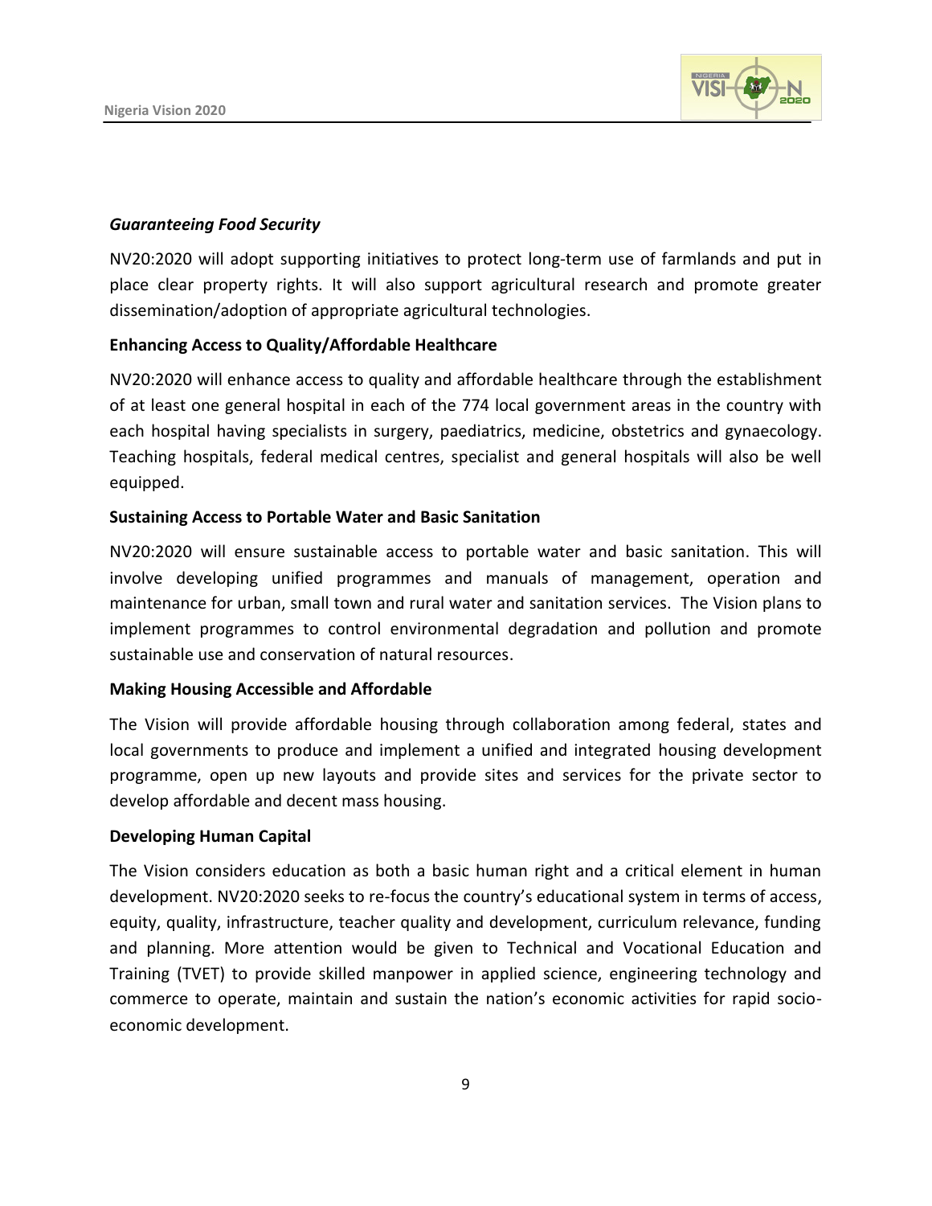***Guaranteeing Food Security***

NV20:2020 will adopt supporting initiatives to protect long-term use of farmlands and put in place clear property rights. It will also support agricultural research and promote greater dissemination/adoption of appropriate agricultural technologies.

**Enhancing Access to Quality/Affordable Healthcare**

NV20:2020 will enhance access to quality and affordable healthcare through the establishment of at least one general hospital in each of the 774 local government areas in the country with each hospital having specialists in surgery, paediatrics, medicine, obstetrics and gynaecology. Teaching hospitals, federal medical centres, specialist and general hospitals will also be well equipped.

**Sustaining Access to Portable Water and Basic Sanitation**

NV20:2020 will ensure sustainable access to portable water and basic sanitation. This will involve developing unified programmes and manuals of management, operation and maintenance for urban, small town and rural water and sanitation services. The Vision plans to implement programmes to control environmental degradation and pollution and promote sustainable use and conservation of natural resources.

**Making Housing Accessible and Affordable**

The Vision will provide affordable housing through collaboration among federal, states and local governments to produce and implement a unified and integrated housing development programme, open up new layouts and provide sites and services for the private sector to develop affordable and decent mass housing.

**Developing Human Capital**

The Vision considers education as both a basic human right and a critical element in human development. NV20:2020 seeks to re-focus the country's educational system in terms of access, equity, quality, infrastructure, teacher quality and development, curriculum relevance, funding and planning. More attention would be given to Technical and Vocational Education and Training (TVET) to provide skilled manpower in applied science, engineering technology and commerce to operate, maintain and sustain the nation's economic activities for rapid socio-economic development.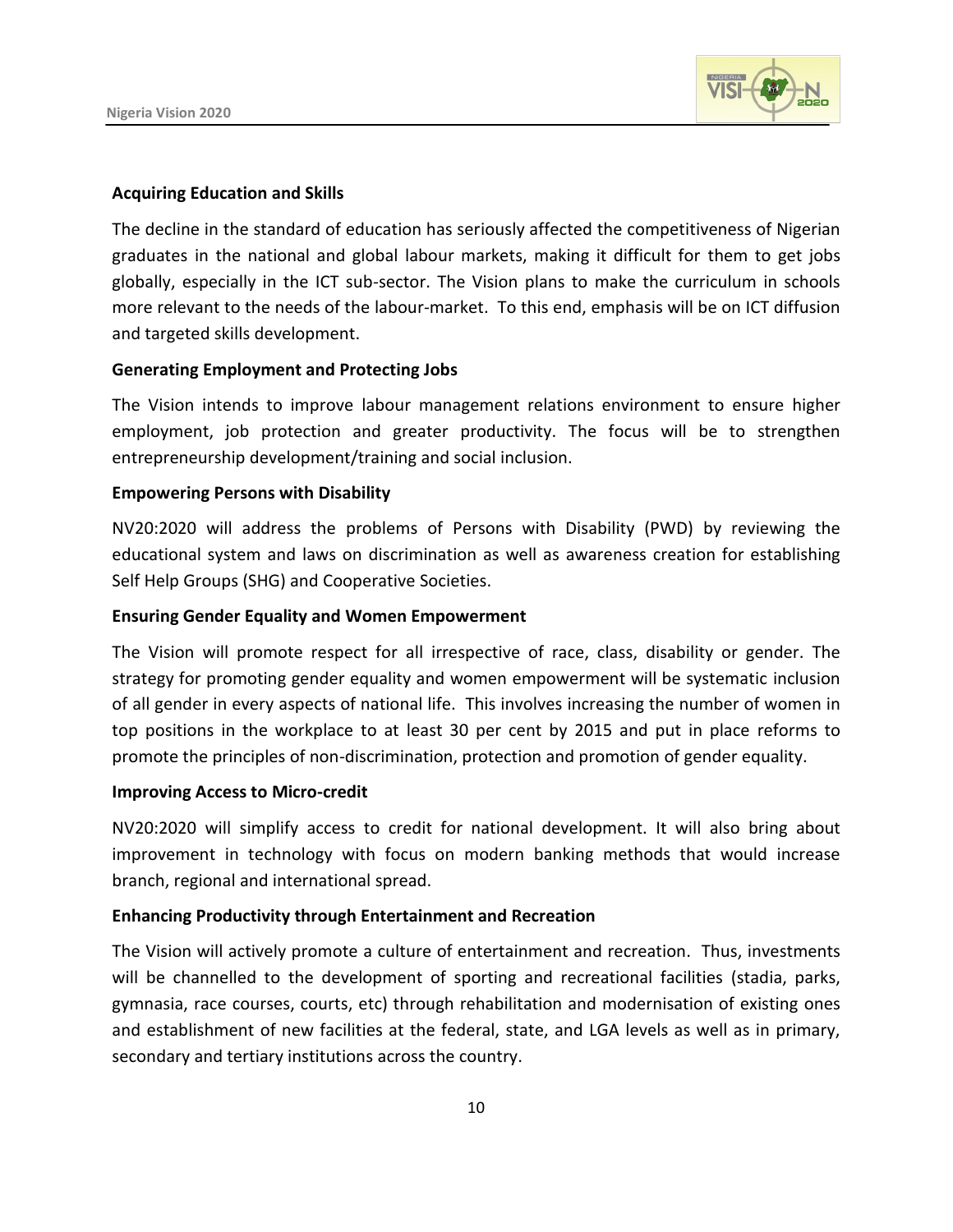### Acquiring Education and Skills

The decline in the standard of education has seriously affected the competitiveness of Nigerian graduates in the national and global labour markets, making it difficult for them to get jobs globally, especially in the ICT sub-sector. The Vision plans to make the curriculum in schools more relevant to the needs of the labour-market. To this end, emphasis will be on ICT diffusion and targeted skills development.

### Generating Employment and Protecting Jobs

The Vision intends to improve labour management relations environment to ensure higher employment, job protection and greater productivity. The focus will be to strengthen entrepreneurship development/training and social inclusion.

### Empowering Persons with Disability

NV20:2020 will address the problems of Persons with Disability (PWD) by reviewing the educational system and laws on discrimination as well as awareness creation for establishing Self Help Groups (SHG) and Cooperative Societies.

### Ensuring Gender Equality and Women Empowerment

The Vision will promote respect for all irrespective of race, class, disability or gender. The strategy for promoting gender equality and women empowerment will be systematic inclusion of all gender in every aspects of national life. This involves increasing the number of women in top positions in the workplace to at least 30 per cent by 2015 and put in place reforms to promote the principles of non-discrimination, protection and promotion of gender equality.

### Improving Access to Micro-credit

NV20:2020 will simplify access to credit for national development. It will also bring about improvement in technology with focus on modern banking methods that would increase branch, regional and international spread.

### Enhancing Productivity through Entertainment and Recreation

The Vision will actively promote a culture of entertainment and recreation. Thus, investments will be channelled to the development of sporting and recreational facilities (stadia, parks, gymnasia, race courses, courts, etc) through rehabilitation and modernisation of existing ones and establishment of new facilities at the federal, state, and LGA levels as well as in primary, secondary and tertiary institutions across the country.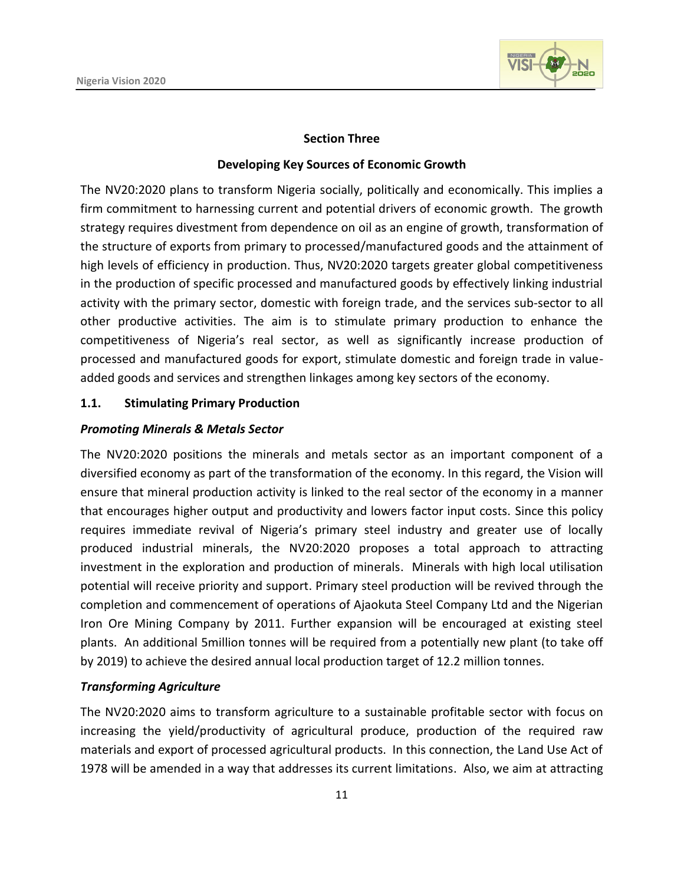## Section Three

## Developing Key Sources of Economic Growth

The NV20:2020 plans to transform Nigeria socially, politically and economically. This implies a firm commitment to harnessing current and potential drivers of economic growth. The growth strategy requires divestment from dependence on oil as an engine of growth, transformation of the structure of exports from primary to processed/manufactured goods and the attainment of high levels of efficiency in production. Thus, NV20:2020 targets greater global competitiveness in the production of specific processed and manufactured goods by effectively linking industrial activity with the primary sector, domestic with foreign trade, and the services sub-sector to all other productive activities. The aim is to stimulate primary production to enhance the competitiveness of Nigeria's real sector, as well as significantly increase production of processed and manufactured goods for export, stimulate domestic and foreign trade in value-added goods and services and strengthen linkages among key sectors of the economy.

### 1.1. Stimulating Primary Production

#### *Promoting Minerals & Metals Sector*

The NV20:2020 positions the minerals and metals sector as an important component of a diversified economy as part of the transformation of the economy. In this regard, the Vision will ensure that mineral production activity is linked to the real sector of the economy in a manner that encourages higher output and productivity and lowers factor input costs. Since this policy requires immediate revival of Nigeria's primary steel industry and greater use of locally produced industrial minerals, the NV20:2020 proposes a total approach to attracting investment in the exploration and production of minerals. Minerals with high local utilisation potential will receive priority and support. Primary steel production will be revived through the completion and commencement of operations of Ajaokuta Steel Company Ltd and the Nigerian Iron Ore Mining Company by 2011. Further expansion will be encouraged at existing steel plants. An additional 5million tonnes will be required from a potentially new plant (to take off by 2019) to achieve the desired annual local production target of 12.2 million tonnes.

#### *Transforming Agriculture*

The NV20:2020 aims to transform agriculture to a sustainable profitable sector with focus on increasing the yield/productivity of agricultural produce, production of the required raw materials and export of processed agricultural products. In this connection, the Land Use Act of 1978 will be amended in a way that addresses its current limitations. Also, we aim at attracting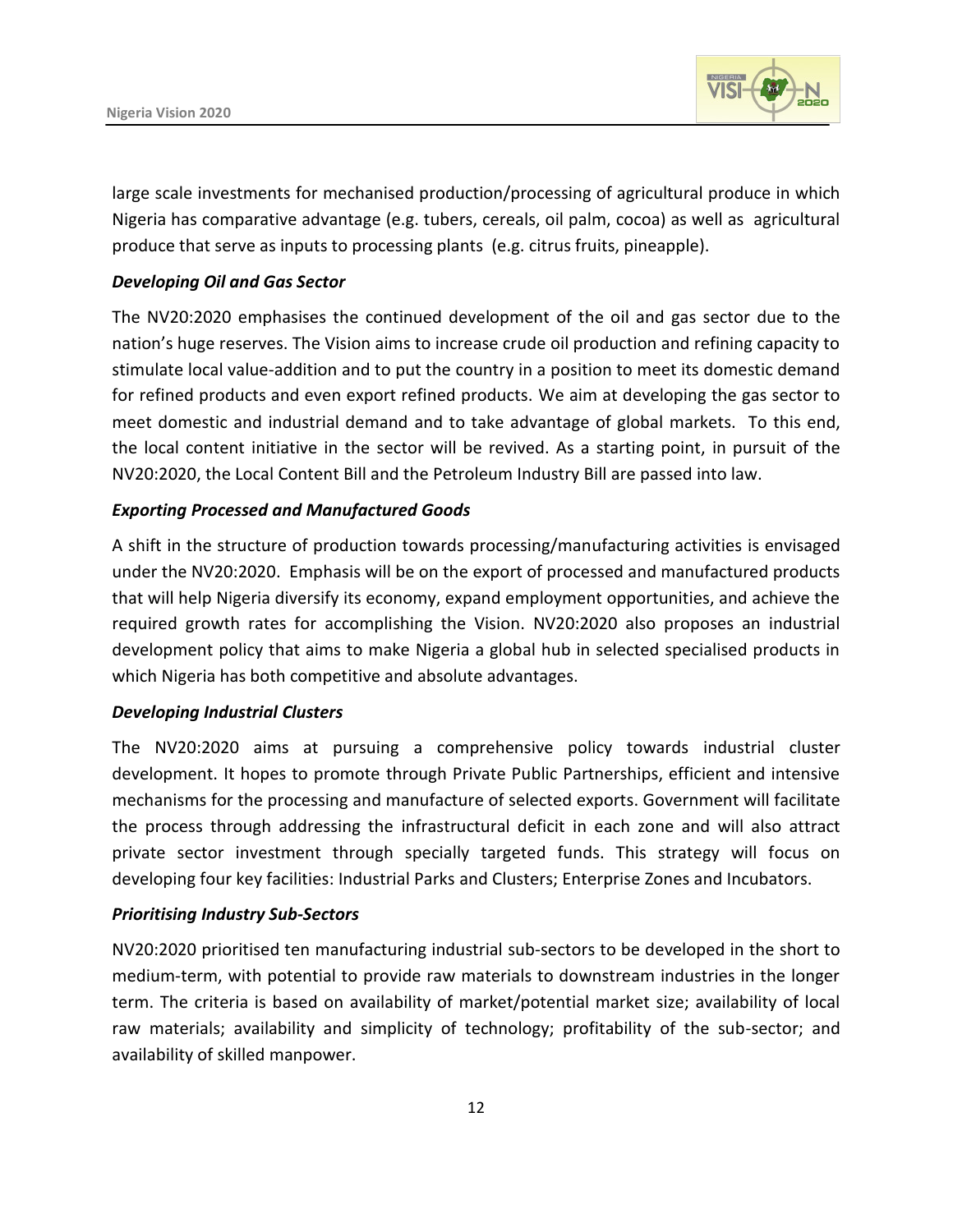large scale investments for mechanised production/processing of agricultural produce in which Nigeria has comparative advantage (e.g. tubers, cereals, oil palm, cocoa) as well as agricultural produce that serve as inputs to processing plants (e.g. citrus fruits, pineapple).

***Developing Oil and Gas Sector***

The NV20:2020 emphasises the continued development of the oil and gas sector due to the nation's huge reserves. The Vision aims to increase crude oil production and refining capacity to stimulate local value-addition and to put the country in a position to meet its domestic demand for refined products and even export refined products. We aim at developing the gas sector to meet domestic and industrial demand and to take advantage of global markets. To this end, the local content initiative in the sector will be revived. As a starting point, in pursuit of the NV20:2020, the Local Content Bill and the Petroleum Industry Bill are passed into law.

***Exporting Processed and Manufactured Goods***

A shift in the structure of production towards processing/manufacturing activities is envisaged under the NV20:2020. Emphasis will be on the export of processed and manufactured products that will help Nigeria diversify its economy, expand employment opportunities, and achieve the required growth rates for accomplishing the Vision. NV20:2020 also proposes an industrial development policy that aims to make Nigeria a global hub in selected specialised products in which Nigeria has both competitive and absolute advantages.

***Developing Industrial Clusters***

The NV20:2020 aims at pursuing a comprehensive policy towards industrial cluster development. It hopes to promote through Private Public Partnerships, efficient and intensive mechanisms for the processing and manufacture of selected exports. Government will facilitate the process through addressing the infrastructural deficit in each zone and will also attract private sector investment through specially targeted funds. This strategy will focus on developing four key facilities: Industrial Parks and Clusters; Enterprise Zones and Incubators.

***Prioritising Industry Sub-Sectors***

NV20:2020 prioritised ten manufacturing industrial sub-sectors to be developed in the short to medium-term, with potential to provide raw materials to downstream industries in the longer term. The criteria is based on availability of market/potential market size; availability of local raw materials; availability and simplicity of technology; profitability of the sub-sector; and availability of skilled manpower.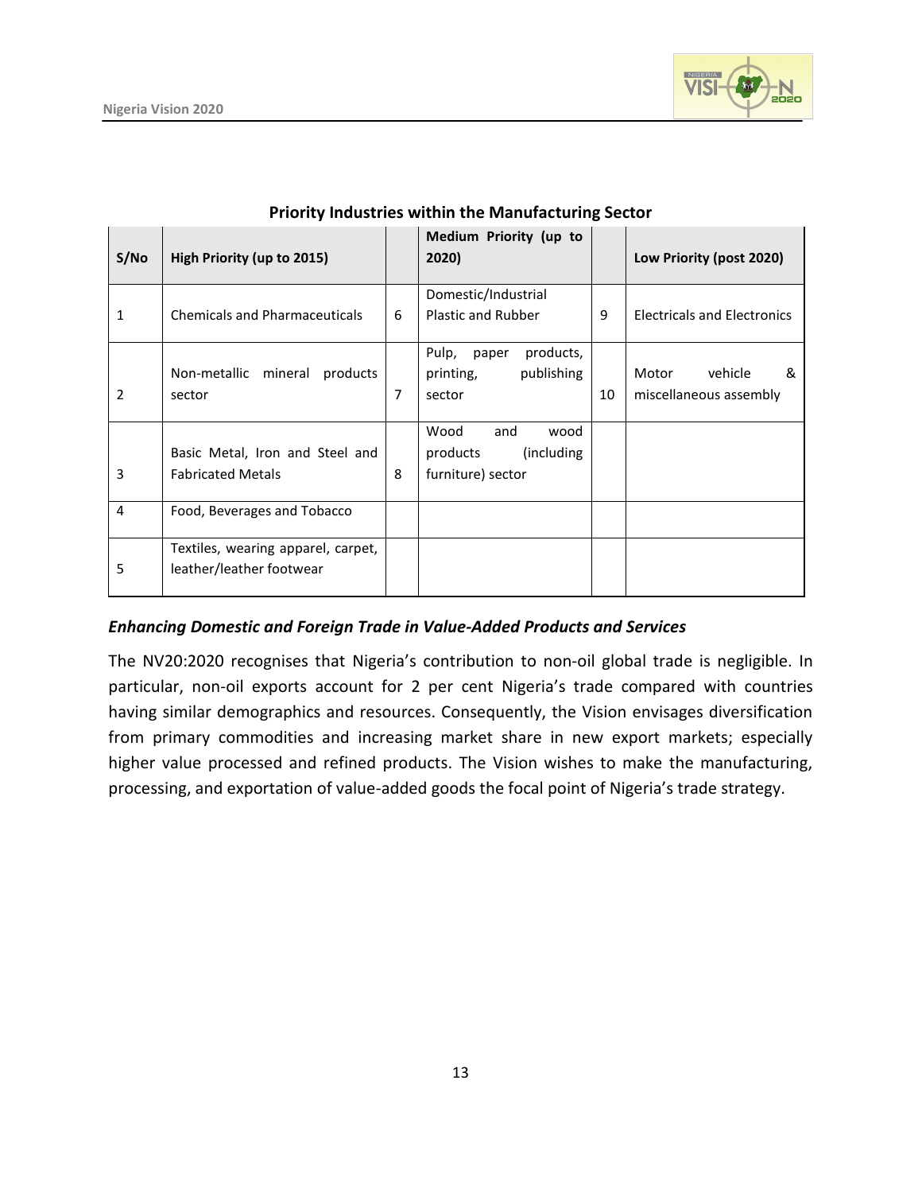**Priority Industries within the Manufacturing Sector**

| S/No | High Priority (up to 2015) | | Medium Priority (up to 2020) | | Low Priority (post 2020) |
|---|---|---|---|---|---|
| 1 | Chemicals and Pharmaceuticals | 6 | Domestic/Industrial Plastic and Rubber | 9 | Electricals and Electronics |
| 2 | Non-metallic mineral products sector | 7 | Pulp, paper products, printing, publishing sector | 10 | Motor vehicle & miscellaneous assembly |
| 3 | Basic Metal, Iron and Steel and Fabricated Metals | 8 | Wood and wood products (including furniture) sector | | |
| 4 | Food, Beverages and Tobacco | | | | |
| 5 | Textiles, wearing apparel, carpet, leather/leather footwear | | | | |

***Enhancing Domestic and Foreign Trade in Value-Added Products and Services***

The NV20:2020 recognises that Nigeria's contribution to non-oil global trade is negligible. In particular, non-oil exports account for 2 per cent Nigeria's trade compared with countries having similar demographics and resources. Consequently, the Vision envisages diversification from primary commodities and increasing market share in new export markets; especially higher value processed and refined products. The Vision wishes to make the manufacturing, processing, and exportation of value-added goods the focal point of Nigeria's trade strategy.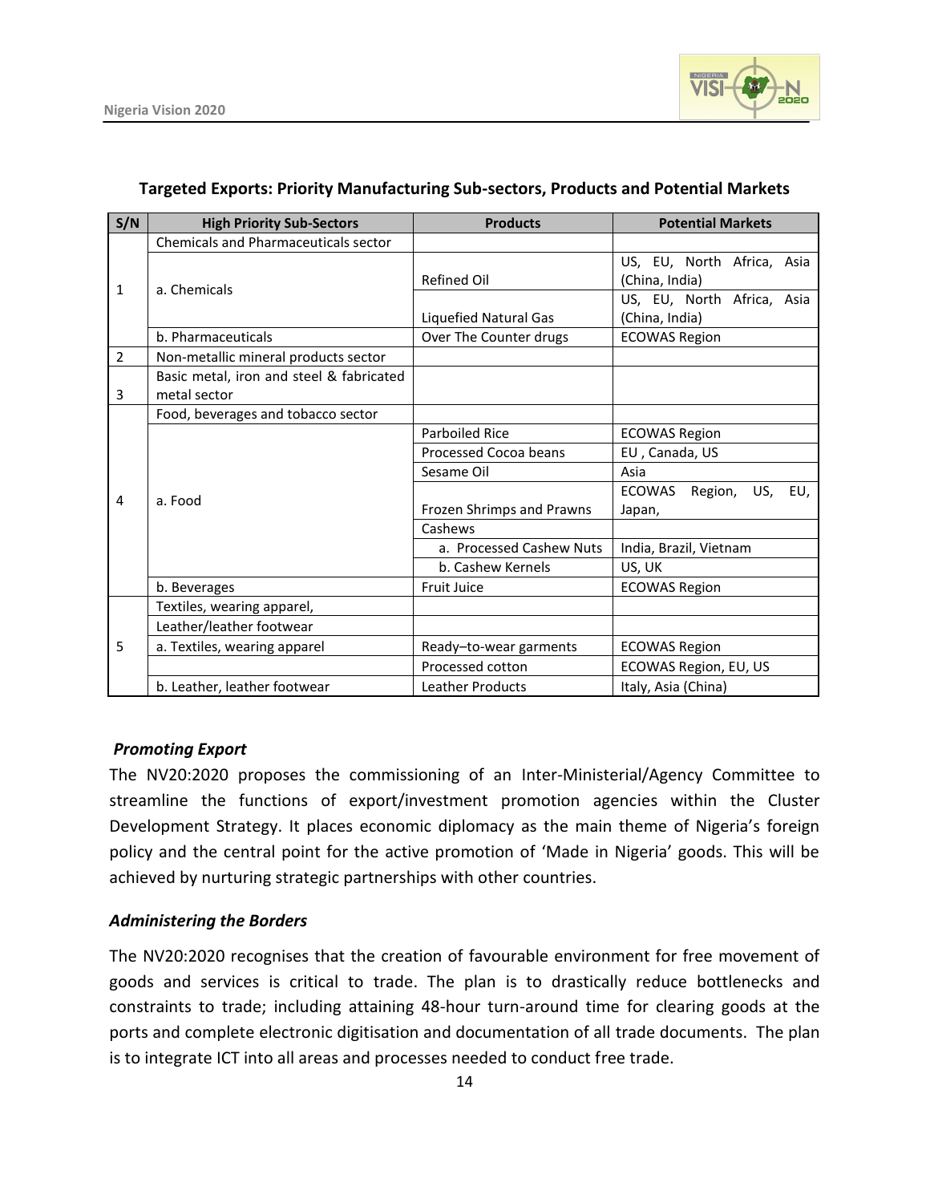**Targeted Exports: Priority Manufacturing Sub-sectors, Products and Potential Markets**

| S/N | High Priority Sub-Sectors | Products | Potential Markets |
|---|---|---|---|
| 1 | Chemicals and Pharmaceuticals sector | | |
| | a. Chemicals | Refined Oil | US, EU, North Africa, Asia (China, India) |
| | | Liquefied Natural Gas | US, EU, North Africa, Asia (China, India) |
| | b. Pharmaceuticals | Over The Counter drugs | ECOWAS Region |
| 2 | Non-metallic mineral products sector | | |
| 3 | Basic metal, iron and steel & fabricated metal sector | | |
| 4 | Food, beverages and tobacco sector | | |
| | a. Food | Parboiled Rice | ECOWAS Region |
| | | Processed Cocoa beans | EU , Canada, US |
| | | Sesame Oil | Asia |
| | | Frozen Shrimps and Prawns | ECOWAS Region, US, EU, Japan, |
| | | Cashews | |
| | | a. Processed Cashew Nuts | India, Brazil, Vietnam |
| | | b. Cashew Kernels | US, UK |
| | b. Beverages | Fruit Juice | ECOWAS Region |
| 5 | Textiles, wearing apparel, | | |
| | Leather/leather footwear | | |
| | a. Textiles, wearing apparel | Ready–to-wear garments | ECOWAS Region |
| | | Processed cotton | ECOWAS Region, EU, US |
| | b. Leather, leather footwear | Leather Products | Italy, Asia (China) |

***Promoting Export***

The NV20:2020 proposes the commissioning of an Inter-Ministerial/Agency Committee to streamline the functions of export/investment promotion agencies within the Cluster Development Strategy. It places economic diplomacy as the main theme of Nigeria's foreign policy and the central point for the active promotion of 'Made in Nigeria' goods. This will be achieved by nurturing strategic partnerships with other countries.

***Administering the Borders***

The NV20:2020 recognises that the creation of favourable environment for free movement of goods and services is critical to trade. The plan is to drastically reduce bottlenecks and constraints to trade; including attaining 48-hour turn-around time for clearing goods at the ports and complete electronic digitisation and documentation of all trade documents. The plan is to integrate ICT into all areas and processes needed to conduct free trade.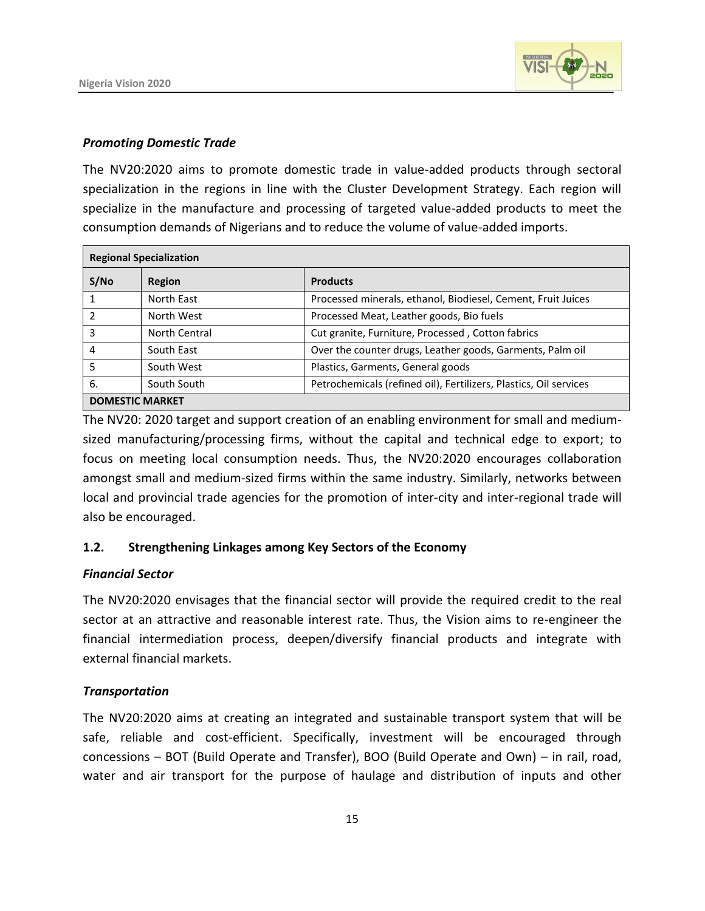### *Promoting Domestic Trade*

The NV20:2020 aims to promote domestic trade in value-added products through sectoral specialization in the regions in line with the Cluster Development Strategy. Each region will specialize in the manufacture and processing of targeted value-added products to meet the consumption demands of Nigerians and to reduce the volume of value-added imports.

| **Regional Specialization** | | |
|---|---|---|
| **S/No** | **Region** | **Products** |
| 1 | North East | Processed minerals, ethanol, Biodiesel, Cement, Fruit Juices |
| 2 | North West | Processed Meat, Leather goods, Bio fuels |
| 3 | North Central | Cut granite, Furniture, Processed , Cotton fabrics |
| 4 | South East | Over the counter drugs, Leather goods, Garments, Palm oil |
| 5 | South West | Plastics, Garments, General goods |
| 6. | South South | Petrochemicals (refined oil), Fertilizers, Plastics, Oil services |
| **DOMESTIC MARKET** | | |

The NV20: 2020 target and support creation of an enabling environment for small and medium-sized manufacturing/processing firms, without the capital and technical edge to export; to focus on meeting local consumption needs. Thus, the NV20:2020 encourages collaboration amongst small and medium-sized firms within the same industry. Similarly, networks between local and provincial trade agencies for the promotion of inter-city and inter-regional trade will also be encouraged.

## 1.2. Strengthening Linkages among Key Sectors of the Economy

### *Financial Sector*

The NV20:2020 envisages that the financial sector will provide the required credit to the real sector at an attractive and reasonable interest rate. Thus, the Vision aims to re-engineer the financial intermediation process, deepen/diversify financial products and integrate with external financial markets.

### *Transportation*

The NV20:2020 aims at creating an integrated and sustainable transport system that will be safe, reliable and cost-efficient. Specifically, investment will be encouraged through concessions – BOT (Build Operate and Transfer), BOO (Build Operate and Own) – in rail, road, water and air transport for the purpose of haulage and distribution of inputs and other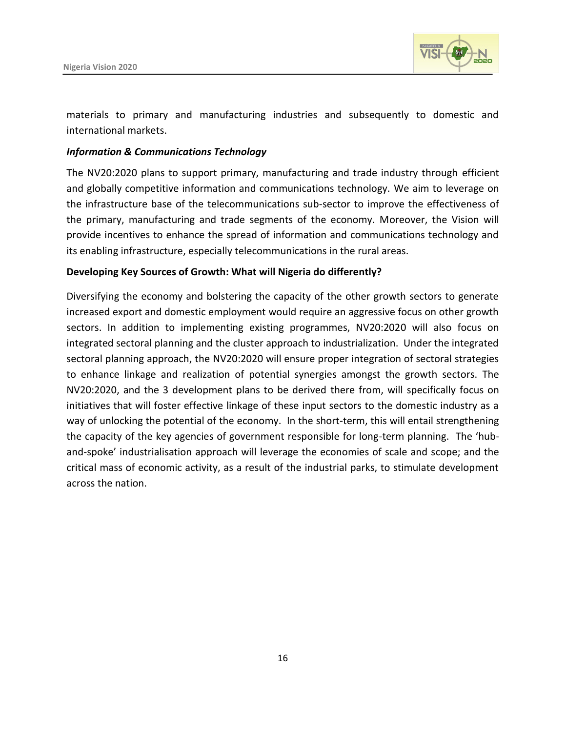materials to primary and manufacturing industries and subsequently to domestic and international markets.

***Information & Communications Technology***

The NV20:2020 plans to support primary, manufacturing and trade industry through efficient and globally competitive information and communications technology. We aim to leverage on the infrastructure base of the telecommunications sub-sector to improve the effectiveness of the primary, manufacturing and trade segments of the economy. Moreover, the Vision will provide incentives to enhance the spread of information and communications technology and its enabling infrastructure, especially telecommunications in the rural areas.

**Developing Key Sources of Growth: What will Nigeria do differently?**

Diversifying the economy and bolstering the capacity of the other growth sectors to generate increased export and domestic employment would require an aggressive focus on other growth sectors. In addition to implementing existing programmes, NV20:2020 will also focus on integrated sectoral planning and the cluster approach to industrialization. Under the integrated sectoral planning approach, the NV20:2020 will ensure proper integration of sectoral strategies to enhance linkage and realization of potential synergies amongst the growth sectors. The NV20:2020, and the 3 development plans to be derived there from, will specifically focus on initiatives that will foster effective linkage of these input sectors to the domestic industry as a way of unlocking the potential of the economy. In the short-term, this will entail strengthening the capacity of the key agencies of government responsible for long-term planning. The 'hub-and-spoke' industrialisation approach will leverage the economies of scale and scope; and the critical mass of economic activity, as a result of the industrial parks, to stimulate development across the nation.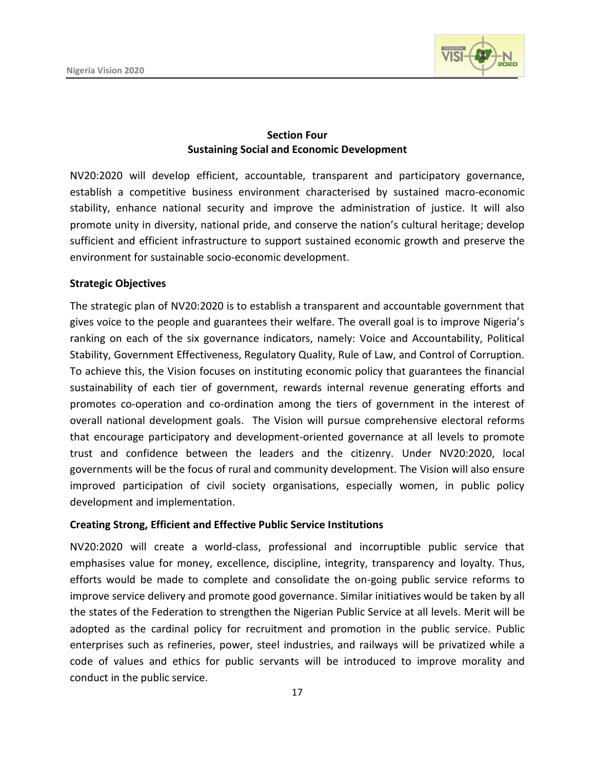## Section Four
## Sustaining Social and Economic Development

NV20:2020 will develop efficient, accountable, transparent and participatory governance, establish a competitive business environment characterised by sustained macro-economic stability, enhance national security and improve the administration of justice. It will also promote unity in diversity, national pride, and conserve the nation's cultural heritage; develop sufficient and efficient infrastructure to support sustained economic growth and preserve the environment for sustainable socio-economic development.

### Strategic Objectives

The strategic plan of NV20:2020 is to establish a transparent and accountable government that gives voice to the people and guarantees their welfare. The overall goal is to improve Nigeria's ranking on each of the six governance indicators, namely: Voice and Accountability, Political Stability, Government Effectiveness, Regulatory Quality, Rule of Law, and Control of Corruption. To achieve this, the Vision focuses on instituting economic policy that guarantees the financial sustainability of each tier of government, rewards internal revenue generating efforts and promotes co-operation and co-ordination among the tiers of government in the interest of overall national development goals. The Vision will pursue comprehensive electoral reforms that encourage participatory and development-oriented governance at all levels to promote trust and confidence between the leaders and the citizenry. Under NV20:2020, local governments will be the focus of rural and community development. The Vision will also ensure improved participation of civil society organisations, especially women, in public policy development and implementation.

### Creating Strong, Efficient and Effective Public Service Institutions

NV20:2020 will create a world-class, professional and incorruptible public service that emphasises value for money, excellence, discipline, integrity, transparency and loyalty. Thus, efforts would be made to complete and consolidate the on-going public service reforms to improve service delivery and promote good governance. Similar initiatives would be taken by all the states of the Federation to strengthen the Nigerian Public Service at all levels. Merit will be adopted as the cardinal policy for recruitment and promotion in the public service. Public enterprises such as refineries, power, steel industries, and railways will be privatized while a code of values and ethics for public servants will be introduced to improve morality and conduct in the public service.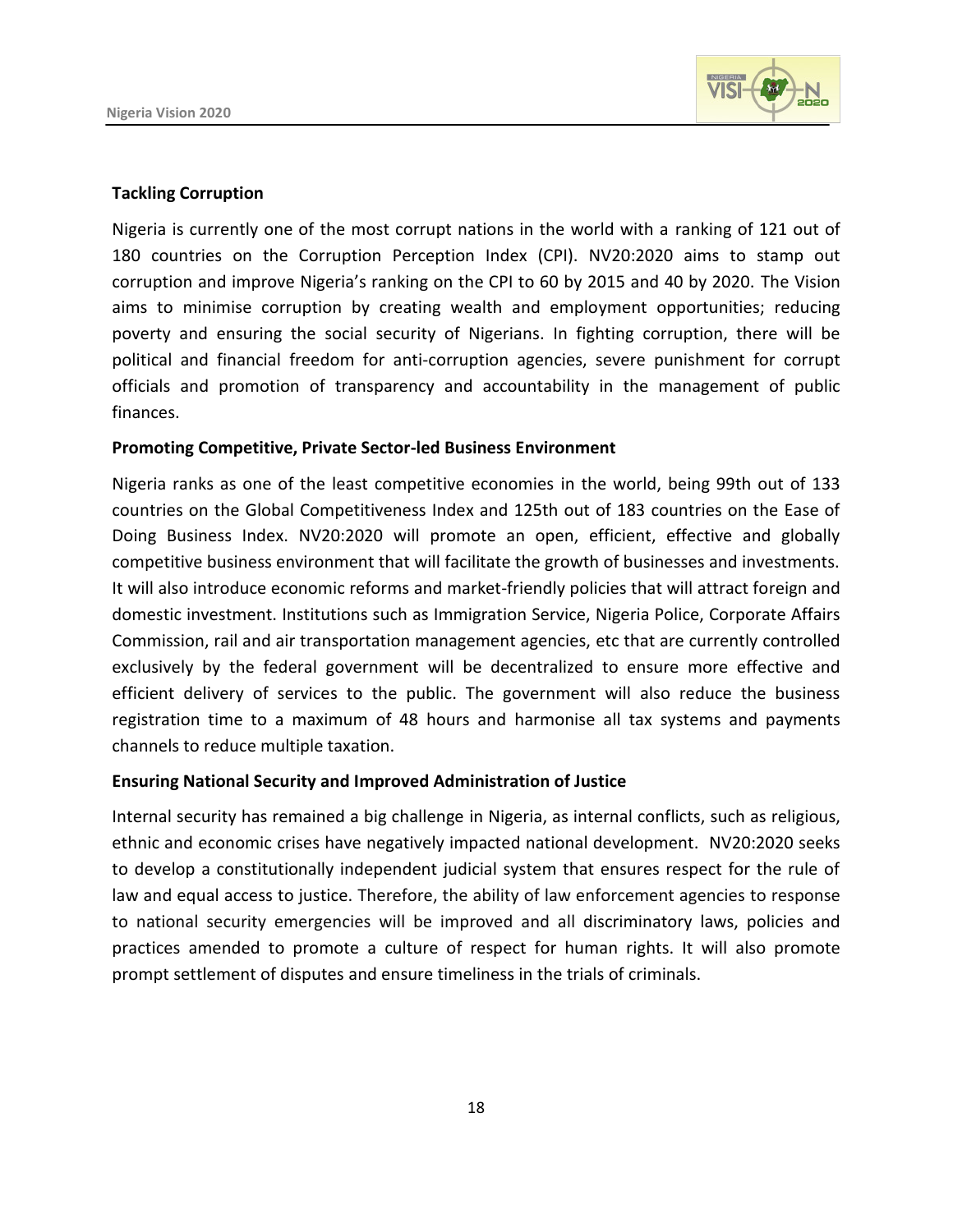**Tackling Corruption**

Nigeria is currently one of the most corrupt nations in the world with a ranking of 121 out of 180 countries on the Corruption Perception Index (CPI). NV20:2020 aims to stamp out corruption and improve Nigeria's ranking on the CPI to 60 by 2015 and 40 by 2020. The Vision aims to minimise corruption by creating wealth and employment opportunities; reducing poverty and ensuring the social security of Nigerians. In fighting corruption, there will be political and financial freedom for anti-corruption agencies, severe punishment for corrupt officials and promotion of transparency and accountability in the management of public finances.

**Promoting Competitive, Private Sector-led Business Environment**

Nigeria ranks as one of the least competitive economies in the world, being 99th out of 133 countries on the Global Competitiveness Index and 125th out of 183 countries on the Ease of Doing Business Index. NV20:2020 will promote an open, efficient, effective and globally competitive business environment that will facilitate the growth of businesses and investments. It will also introduce economic reforms and market-friendly policies that will attract foreign and domestic investment. Institutions such as Immigration Service, Nigeria Police, Corporate Affairs Commission, rail and air transportation management agencies, etc that are currently controlled exclusively by the federal government will be decentralized to ensure more effective and efficient delivery of services to the public. The government will also reduce the business registration time to a maximum of 48 hours and harmonise all tax systems and payments channels to reduce multiple taxation.

**Ensuring National Security and Improved Administration of Justice**

Internal security has remained a big challenge in Nigeria, as internal conflicts, such as religious, ethnic and economic crises have negatively impacted national development. NV20:2020 seeks to develop a constitutionally independent judicial system that ensures respect for the rule of law and equal access to justice. Therefore, the ability of law enforcement agencies to response to national security emergencies will be improved and all discriminatory laws, policies and practices amended to promote a culture of respect for human rights. It will also promote prompt settlement of disputes and ensure timeliness in the trials of criminals.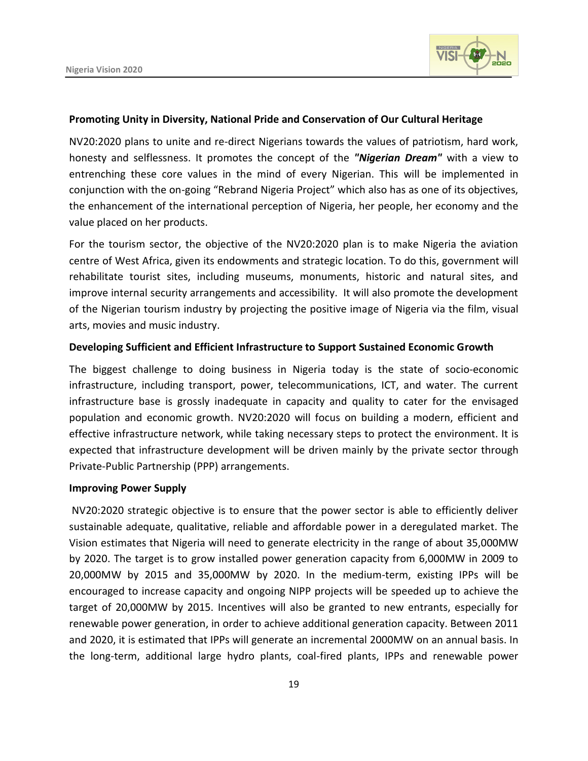**Promoting Unity in Diversity, National Pride and Conservation of Our Cultural Heritage**

NV20:2020 plans to unite and re-direct Nigerians towards the values of patriotism, hard work, honesty and selflessness. It promotes the concept of the ***"Nigerian Dream"*** with a view to entrenching these core values in the mind of every Nigerian. This will be implemented in conjunction with the on-going "Rebrand Nigeria Project" which also has as one of its objectives, the enhancement of the international perception of Nigeria, her people, her economy and the value placed on her products.

For the tourism sector, the objective of the NV20:2020 plan is to make Nigeria the aviation centre of West Africa, given its endowments and strategic location. To do this, government will rehabilitate tourist sites, including museums, monuments, historic and natural sites, and improve internal security arrangements and accessibility. It will also promote the development of the Nigerian tourism industry by projecting the positive image of Nigeria via the film, visual arts, movies and music industry.

**Developing Sufficient and Efficient Infrastructure to Support Sustained Economic Growth**

The biggest challenge to doing business in Nigeria today is the state of socio-economic infrastructure, including transport, power, telecommunications, ICT, and water. The current infrastructure base is grossly inadequate in capacity and quality to cater for the envisaged population and economic growth. NV20:2020 will focus on building a modern, efficient and effective infrastructure network, while taking necessary steps to protect the environment. It is expected that infrastructure development will be driven mainly by the private sector through Private-Public Partnership (PPP) arrangements.

**Improving Power Supply**

NV20:2020 strategic objective is to ensure that the power sector is able to efficiently deliver sustainable adequate, qualitative, reliable and affordable power in a deregulated market. The Vision estimates that Nigeria will need to generate electricity in the range of about 35,000MW by 2020. The target is to grow installed power generation capacity from 6,000MW in 2009 to 20,000MW by 2015 and 35,000MW by 2020. In the medium-term, existing IPPs will be encouraged to increase capacity and ongoing NIPP projects will be speeded up to achieve the target of 20,000MW by 2015. Incentives will also be granted to new entrants, especially for renewable power generation, in order to achieve additional generation capacity. Between 2011 and 2020, it is estimated that IPPs will generate an incremental 2000MW on an annual basis. In the long-term, additional large hydro plants, coal-fired plants, IPPs and renewable power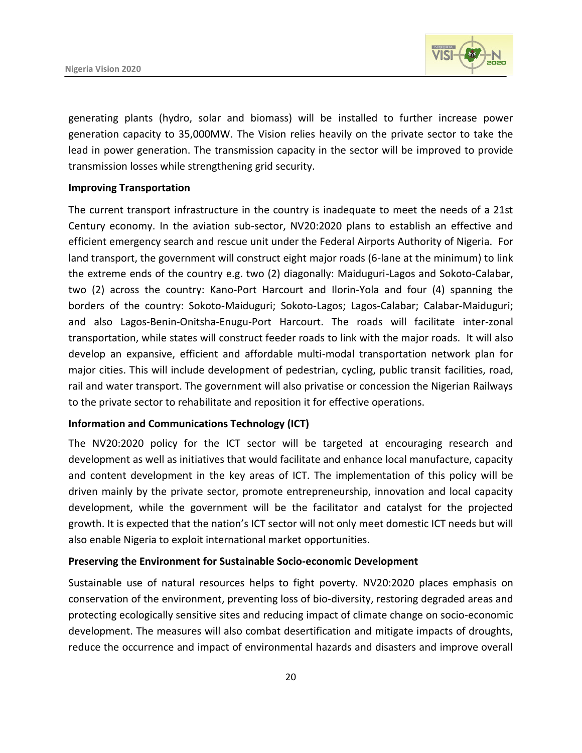generating plants (hydro, solar and biomass) will be installed to further increase power generation capacity to 35,000MW. The Vision relies heavily on the private sector to take the lead in power generation. The transmission capacity in the sector will be improved to provide transmission losses while strengthening grid security.

**Improving Transportation**

The current transport infrastructure in the country is inadequate to meet the needs of a 21st Century economy. In the aviation sub-sector, NV20:2020 plans to establish an effective and efficient emergency search and rescue unit under the Federal Airports Authority of Nigeria. For land transport, the government will construct eight major roads (6-lane at the minimum) to link the extreme ends of the country e.g. two (2) diagonally: Maiduguri-Lagos and Sokoto-Calabar, two (2) across the country: Kano-Port Harcourt and Ilorin-Yola and four (4) spanning the borders of the country: Sokoto-Maiduguri; Sokoto-Lagos; Lagos-Calabar; Calabar-Maiduguri; and also Lagos-Benin-Onitsha-Enugu-Port Harcourt. The roads will facilitate inter-zonal transportation, while states will construct feeder roads to link with the major roads. It will also develop an expansive, efficient and affordable multi-modal transportation network plan for major cities. This will include development of pedestrian, cycling, public transit facilities, road, rail and water transport. The government will also privatise or concession the Nigerian Railways to the private sector to rehabilitate and reposition it for effective operations.

**Information and Communications Technology (ICT)**

The NV20:2020 policy for the ICT sector will be targeted at encouraging research and development as well as initiatives that would facilitate and enhance local manufacture, capacity and content development in the key areas of ICT. The implementation of this policy will be driven mainly by the private sector, promote entrepreneurship, innovation and local capacity development, while the government will be the facilitator and catalyst for the projected growth. It is expected that the nation's ICT sector will not only meet domestic ICT needs but will also enable Nigeria to exploit international market opportunities.

**Preserving the Environment for Sustainable Socio-economic Development**

Sustainable use of natural resources helps to fight poverty. NV20:2020 places emphasis on conservation of the environment, preventing loss of bio-diversity, restoring degraded areas and protecting ecologically sensitive sites and reducing impact of climate change on socio-economic development. The measures will also combat desertification and mitigate impacts of droughts, reduce the occurrence and impact of environmental hazards and disasters and improve overall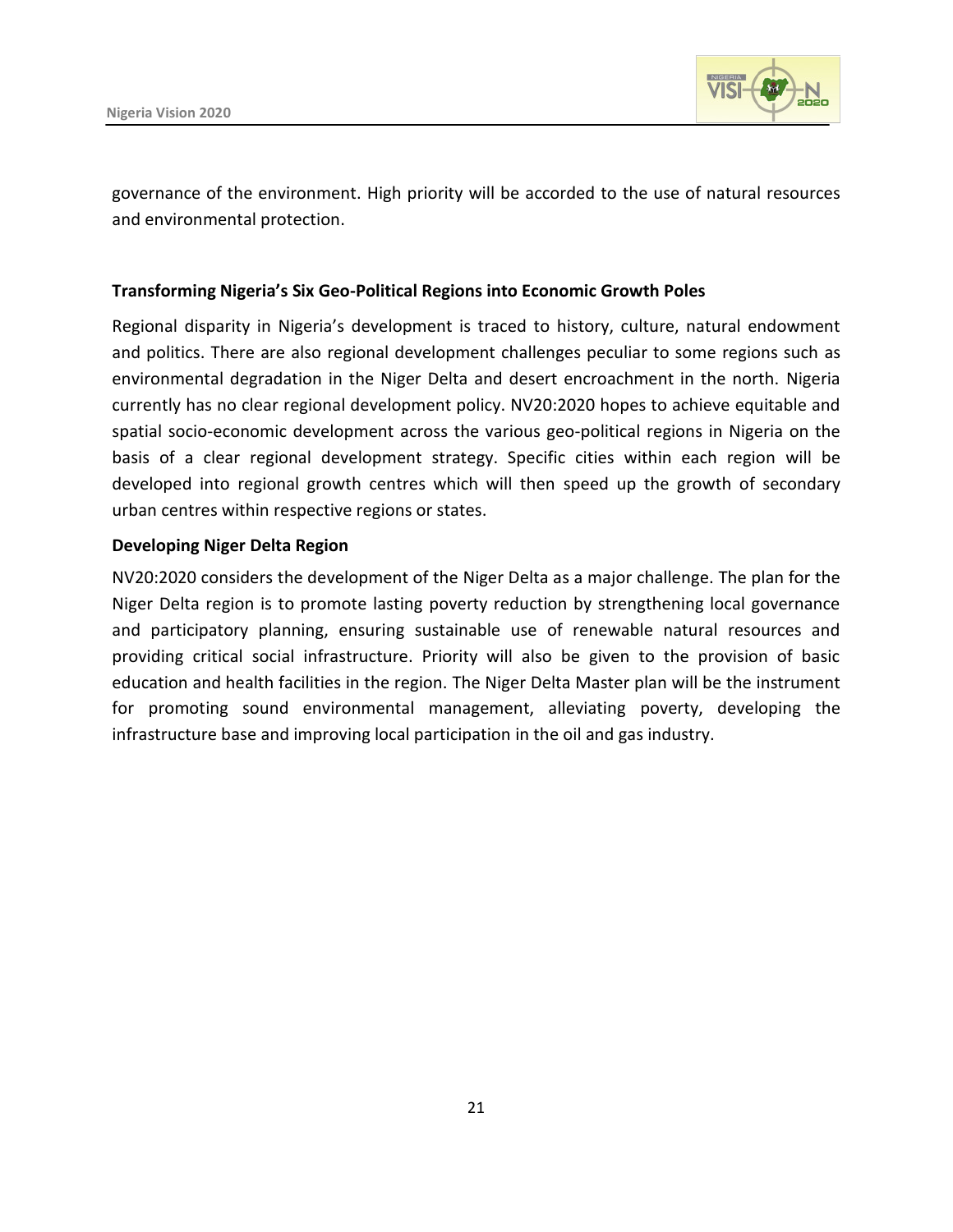governance of the environment. High priority will be accorded to the use of natural resources and environmental protection.

**Transforming Nigeria's Six Geo-Political Regions into Economic Growth Poles**

Regional disparity in Nigeria's development is traced to history, culture, natural endowment and politics. There are also regional development challenges peculiar to some regions such as environmental degradation in the Niger Delta and desert encroachment in the north. Nigeria currently has no clear regional development policy. NV20:2020 hopes to achieve equitable and spatial socio-economic development across the various geo-political regions in Nigeria on the basis of a clear regional development strategy. Specific cities within each region will be developed into regional growth centres which will then speed up the growth of secondary urban centres within respective regions or states.

**Developing Niger Delta Region**

NV20:2020 considers the development of the Niger Delta as a major challenge. The plan for the Niger Delta region is to promote lasting poverty reduction by strengthening local governance and participatory planning, ensuring sustainable use of renewable natural resources and providing critical social infrastructure. Priority will also be given to the provision of basic education and health facilities in the region. The Niger Delta Master plan will be the instrument for promoting sound environmental management, alleviating poverty, developing the infrastructure base and improving local participation in the oil and gas industry.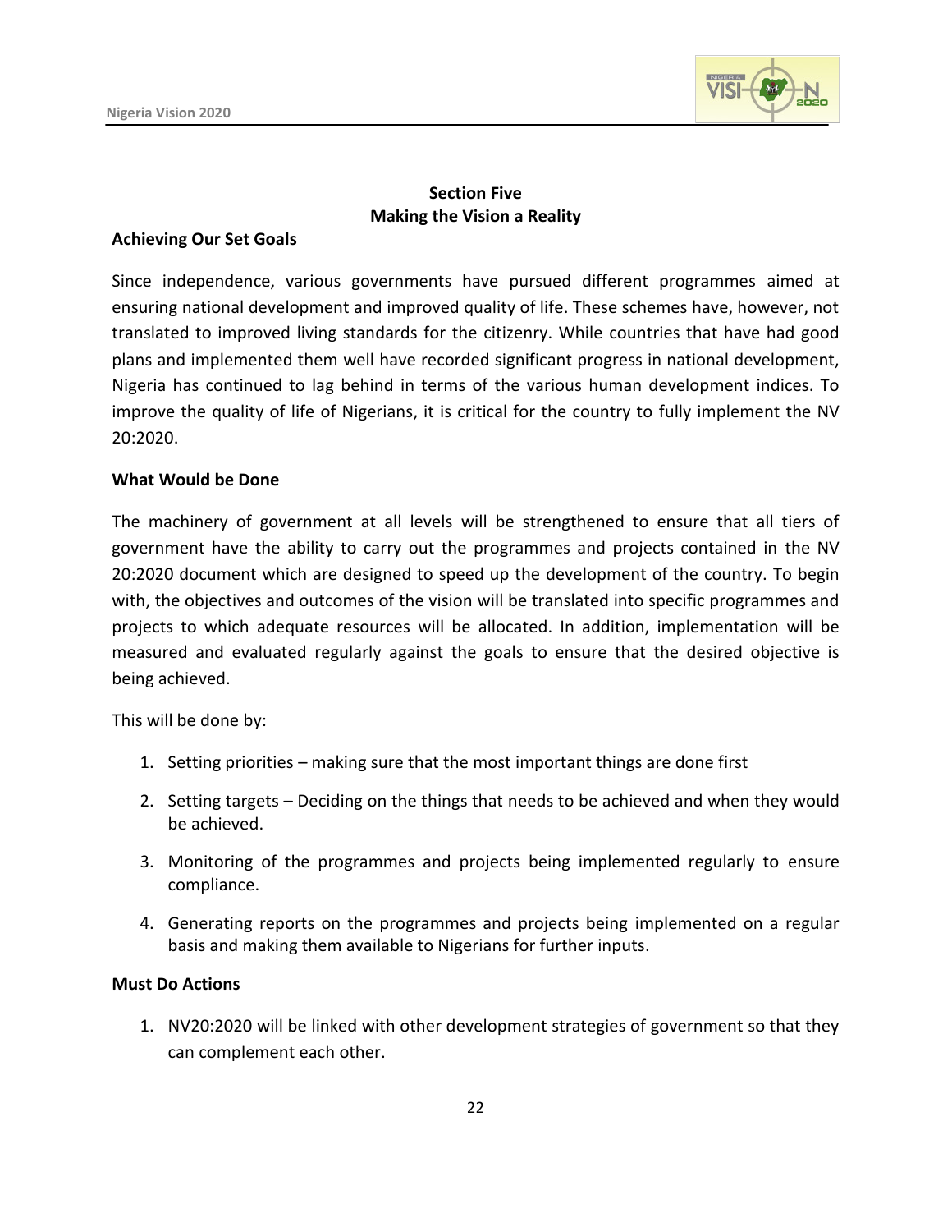## Section Five
## Making the Vision a Reality

### Achieving Our Set Goals

Since independence, various governments have pursued different programmes aimed at ensuring national development and improved quality of life. These schemes have, however, not translated to improved living standards for the citizenry. While countries that have had good plans and implemented them well have recorded significant progress in national development, Nigeria has continued to lag behind in terms of the various human development indices. To improve the quality of life of Nigerians, it is critical for the country to fully implement the NV 20:2020.

### What Would be Done

The machinery of government at all levels will be strengthened to ensure that all tiers of government have the ability to carry out the programmes and projects contained in the NV 20:2020 document which are designed to speed up the development of the country. To begin with, the objectives and outcomes of the vision will be translated into specific programmes and projects to which adequate resources will be allocated. In addition, implementation will be measured and evaluated regularly against the goals to ensure that the desired objective is being achieved.

This will be done by:

1. Setting priorities – making sure that the most important things are done first
2. Setting targets – Deciding on the things that needs to be achieved and when they would be achieved.
3. Monitoring of the programmes and projects being implemented regularly to ensure compliance.
4. Generating reports on the programmes and projects being implemented on a regular basis and making them available to Nigerians for further inputs.

### Must Do Actions

1. NV20:2020 will be linked with other development strategies of government so that they can complement each other.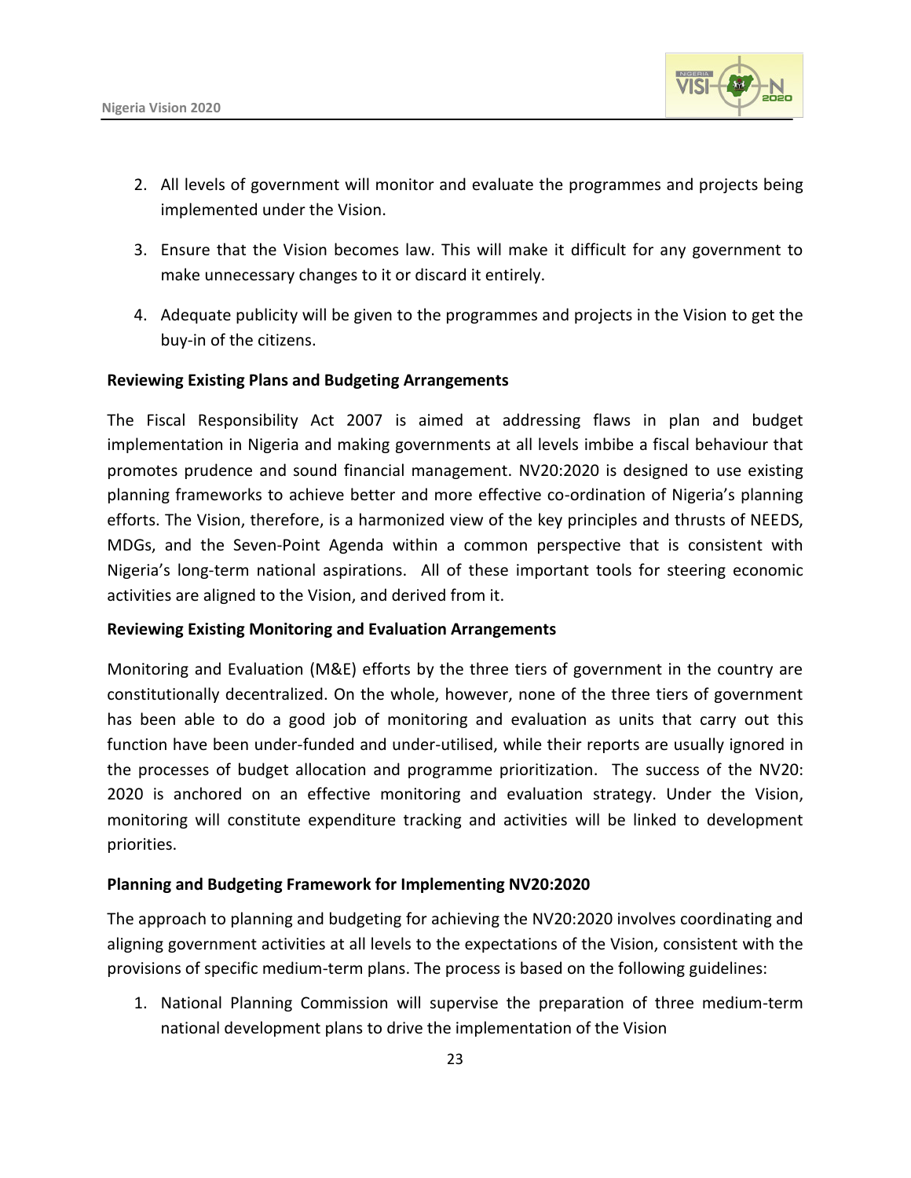2. All levels of government will monitor and evaluate the programmes and projects being implemented under the Vision.

3. Ensure that the Vision becomes law. This will make it difficult for any government to make unnecessary changes to it or discard it entirely.

4. Adequate publicity will be given to the programmes and projects in the Vision to get the buy-in of the citizens.

**Reviewing Existing Plans and Budgeting Arrangements**

The Fiscal Responsibility Act 2007 is aimed at addressing flaws in plan and budget implementation in Nigeria and making governments at all levels imbibe a fiscal behaviour that promotes prudence and sound financial management. NV20:2020 is designed to use existing planning frameworks to achieve better and more effective co-ordination of Nigeria's planning efforts. The Vision, therefore, is a harmonized view of the key principles and thrusts of NEEDS, MDGs, and the Seven-Point Agenda within a common perspective that is consistent with Nigeria's long-term national aspirations. All of these important tools for steering economic activities are aligned to the Vision, and derived from it.

**Reviewing Existing Monitoring and Evaluation Arrangements**

Monitoring and Evaluation (M&E) efforts by the three tiers of government in the country are constitutionally decentralized. On the whole, however, none of the three tiers of government has been able to do a good job of monitoring and evaluation as units that carry out this function have been under-funded and under-utilised, while their reports are usually ignored in the processes of budget allocation and programme prioritization. The success of the NV20: 2020 is anchored on an effective monitoring and evaluation strategy. Under the Vision, monitoring will constitute expenditure tracking and activities will be linked to development priorities.

**Planning and Budgeting Framework for Implementing NV20:2020**

The approach to planning and budgeting for achieving the NV20:2020 involves coordinating and aligning government activities at all levels to the expectations of the Vision, consistent with the provisions of specific medium-term plans. The process is based on the following guidelines:

1. National Planning Commission will supervise the preparation of three medium-term national development plans to drive the implementation of the Vision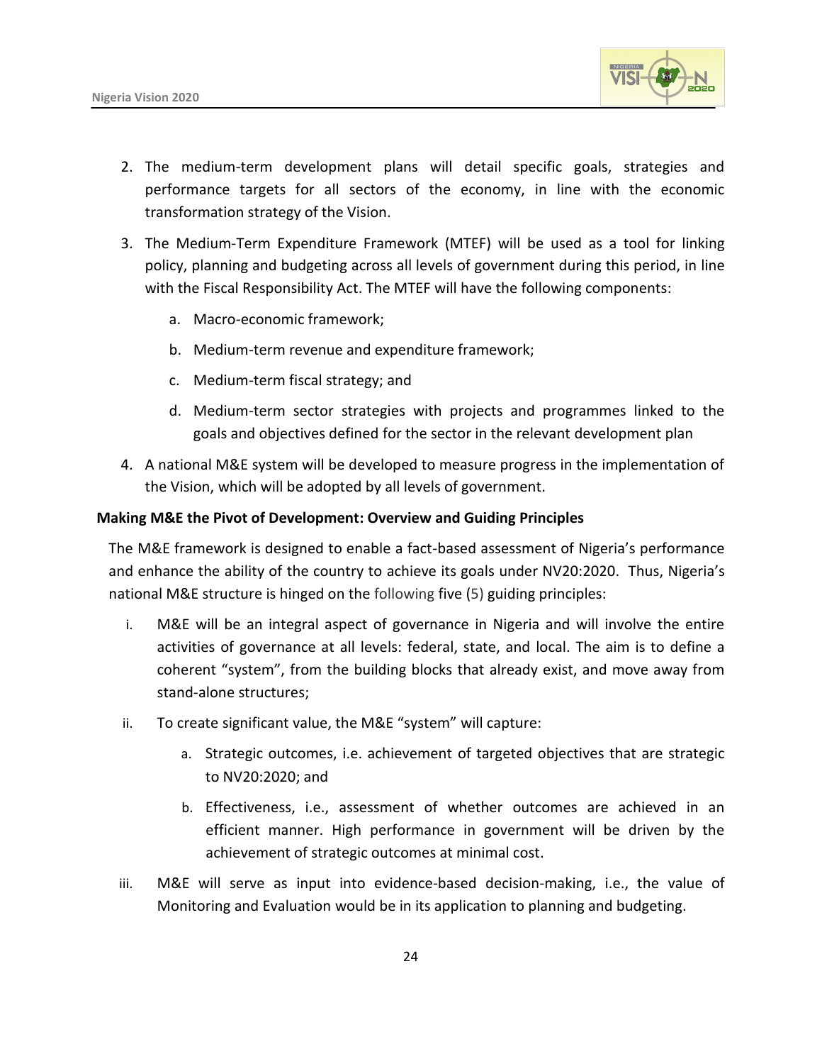2. The medium-term development plans will detail specific goals, strategies and performance targets for all sectors of the economy, in line with the economic transformation strategy of the Vision.
3. The Medium-Term Expenditure Framework (MTEF) will be used as a tool for linking policy, planning and budgeting across all levels of government during this period, in line with the Fiscal Responsibility Act. The MTEF will have the following components:
    a. Macro-economic framework;
    b. Medium-term revenue and expenditure framework;
    c. Medium-term fiscal strategy; and
    d. Medium-term sector strategies with projects and programmes linked to the goals and objectives defined for the sector in the relevant development plan
4. A national M&E system will be developed to measure progress in the implementation of the Vision, which will be adopted by all levels of government.

**Making M&E the Pivot of Development: Overview and Guiding Principles**

The M&E framework is designed to enable a fact-based assessment of Nigeria's performance and enhance the ability of the country to achieve its goals under NV20:2020. Thus, Nigeria's national M&E structure is hinged on the following five (5) guiding principles:

i. M&E will be an integral aspect of governance in Nigeria and will involve the entire activities of governance at all levels: federal, state, and local. The aim is to define a coherent "system", from the building blocks that already exist, and move away from stand-alone structures;

ii. To create significant value, the M&E "system" will capture:
    a. Strategic outcomes, i.e. achievement of targeted objectives that are strategic to NV20:2020; and
    b. Effectiveness, i.e., assessment of whether outcomes are achieved in an efficient manner. High performance in government will be driven by the achievement of strategic outcomes at minimal cost.

iii. M&E will serve as input into evidence-based decision-making, i.e., the value of Monitoring and Evaluation would be in its application to planning and budgeting.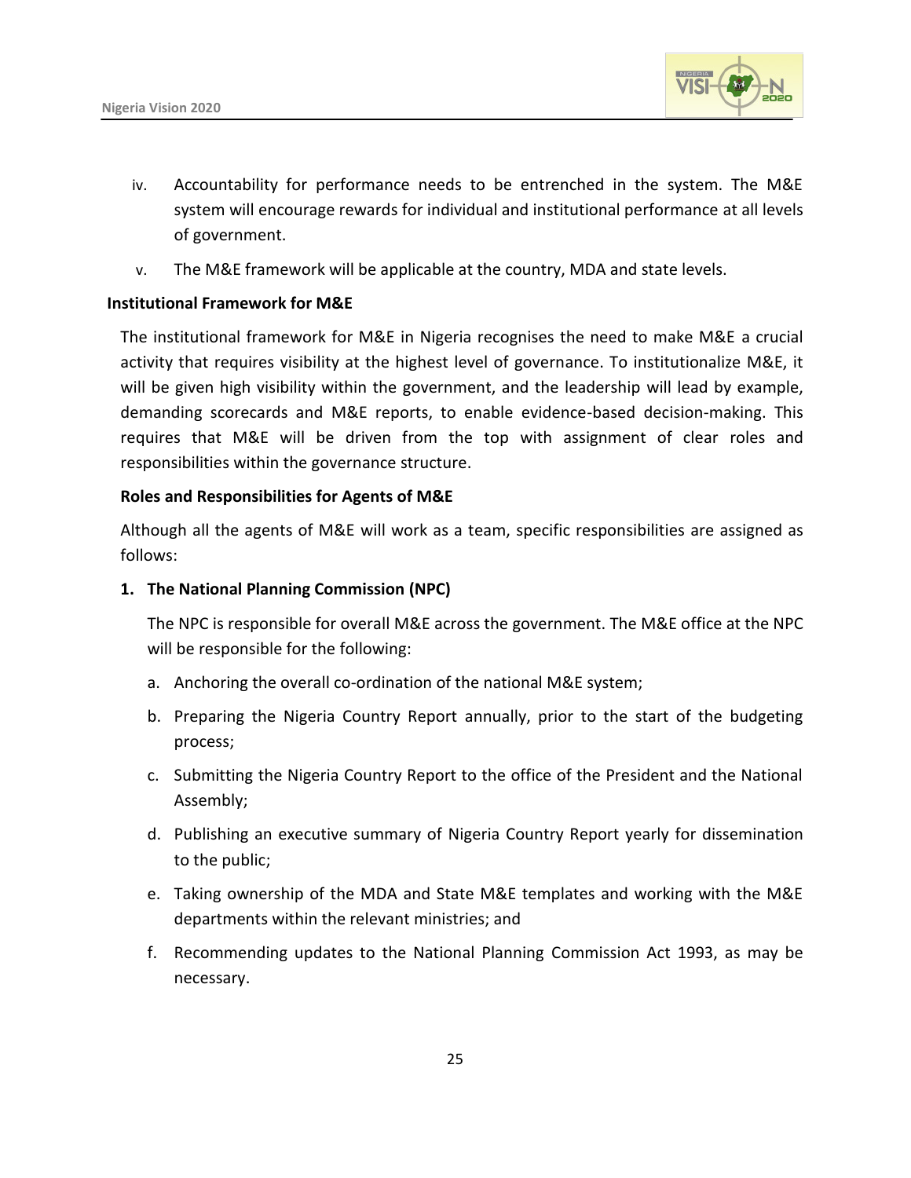iv. Accountability for performance needs to be entrenched in the system. The M&E system will encourage rewards for individual and institutional performance at all levels of government.

v. The M&E framework will be applicable at the country, MDA and state levels.

**Institutional Framework for M&E**

The institutional framework for M&E in Nigeria recognises the need to make M&E a crucial activity that requires visibility at the highest level of governance. To institutionalize M&E, it will be given high visibility within the government, and the leadership will lead by example, demanding scorecards and M&E reports, to enable evidence-based decision-making. This requires that M&E will be driven from the top with assignment of clear roles and responsibilities within the governance structure.

**Roles and Responsibilities for Agents of M&E**

Although all the agents of M&E will work as a team, specific responsibilities are assigned as follows:

**1. The National Planning Commission (NPC)**

The NPC is responsible for overall M&E across the government. The M&E office at the NPC will be responsible for the following:

a. Anchoring the overall co-ordination of the national M&E system;

b. Preparing the Nigeria Country Report annually, prior to the start of the budgeting process;

c. Submitting the Nigeria Country Report to the office of the President and the National Assembly;

d. Publishing an executive summary of Nigeria Country Report yearly for dissemination to the public;

e. Taking ownership of the MDA and State M&E templates and working with the M&E departments within the relevant ministries; and

f. Recommending updates to the National Planning Commission Act 1993, as may be necessary.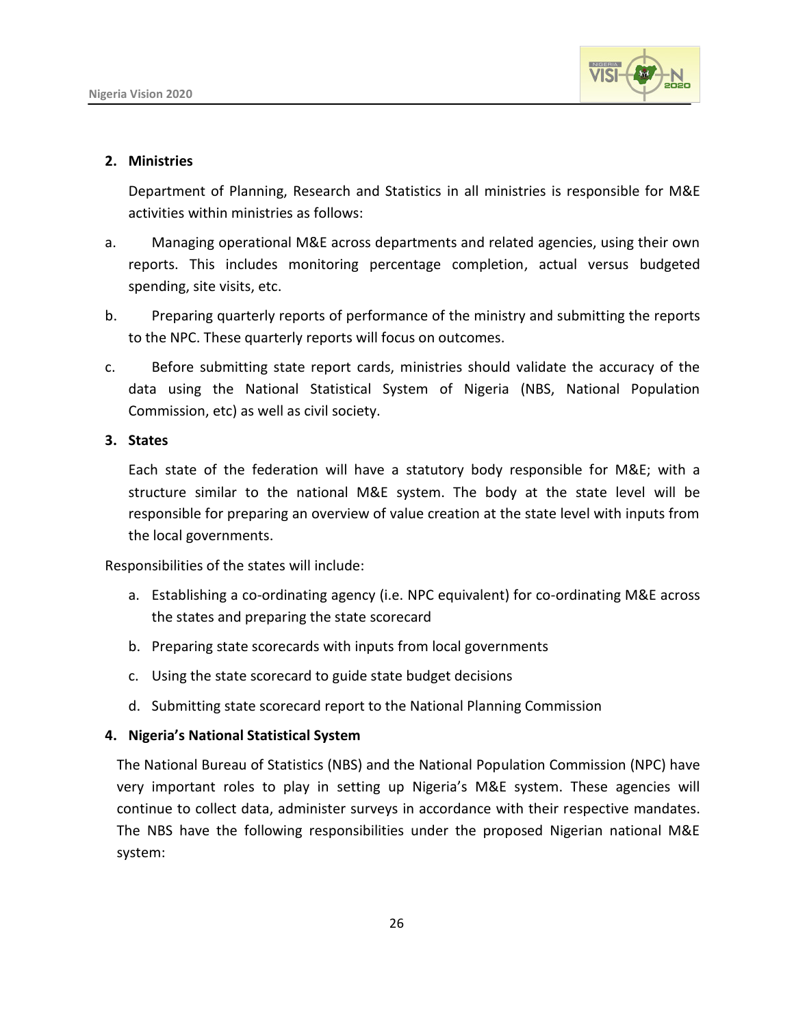**2. Ministries**

Department of Planning, Research and Statistics in all ministries is responsible for M&E activities within ministries as follows:

a. Managing operational M&E across departments and related agencies, using their own reports. This includes monitoring percentage completion, actual versus budgeted spending, site visits, etc.

b. Preparing quarterly reports of performance of the ministry and submitting the reports to the NPC. These quarterly reports will focus on outcomes.

c. Before submitting state report cards, ministries should validate the accuracy of the data using the National Statistical System of Nigeria (NBS, National Population Commission, etc) as well as civil society.

**3. States**

Each state of the federation will have a statutory body responsible for M&E; with a structure similar to the national M&E system. The body at the state level will be responsible for preparing an overview of value creation at the state level with inputs from the local governments.

Responsibilities of the states will include:

a. Establishing a co-ordinating agency (i.e. NPC equivalent) for co-ordinating M&E across the states and preparing the state scorecard
b. Preparing state scorecards with inputs from local governments
c. Using the state scorecard to guide state budget decisions
d. Submitting state scorecard report to the National Planning Commission

**4. Nigeria's National Statistical System**

The National Bureau of Statistics (NBS) and the National Population Commission (NPC) have very important roles to play in setting up Nigeria's M&E system. These agencies will continue to collect data, administer surveys in accordance with their respective mandates. The NBS have the following responsibilities under the proposed Nigerian national M&E system: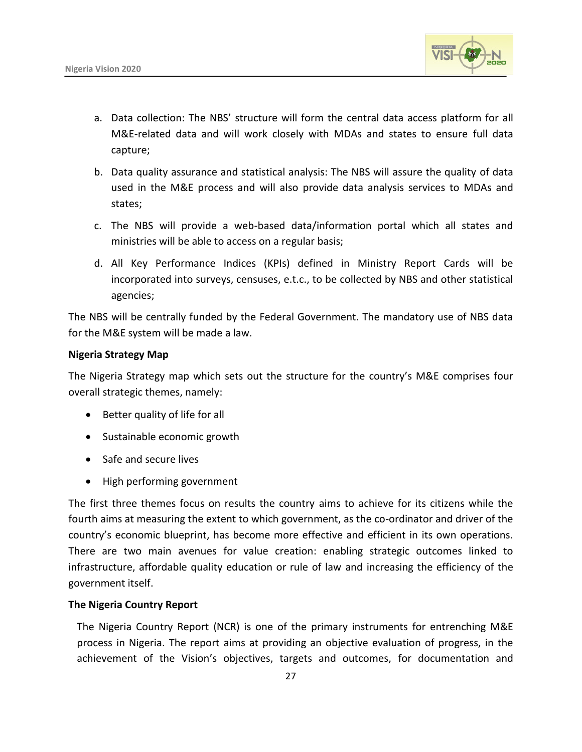a. Data collection: The NBS' structure will form the central data access platform for all M&E-related data and will work closely with MDAs and states to ensure full data capture;

b. Data quality assurance and statistical analysis: The NBS will assure the quality of data used in the M&E process and will also provide data analysis services to MDAs and states;

c. The NBS will provide a web-based data/information portal which all states and ministries will be able to access on a regular basis;

d. All Key Performance Indices (KPIs) defined in Ministry Report Cards will be incorporated into surveys, censuses, e.t.c., to be collected by NBS and other statistical agencies;

The NBS will be centrally funded by the Federal Government. The mandatory use of NBS data for the M&E system will be made a law.

**Nigeria Strategy Map**

The Nigeria Strategy map which sets out the structure for the country's M&E comprises four overall strategic themes, namely:

- Better quality of life for all
- Sustainable economic growth
- Safe and secure lives
- High performing government

The first three themes focus on results the country aims to achieve for its citizens while the fourth aims at measuring the extent to which government, as the co-ordinator and driver of the country's economic blueprint, has become more effective and efficient in its own operations. There are two main avenues for value creation: enabling strategic outcomes linked to infrastructure, affordable quality education or rule of law and increasing the efficiency of the government itself.

**The Nigeria Country Report**

The Nigeria Country Report (NCR) is one of the primary instruments for entrenching M&E process in Nigeria. The report aims at providing an objective evaluation of progress, in the achievement of the Vision's objectives, targets and outcomes, for documentation and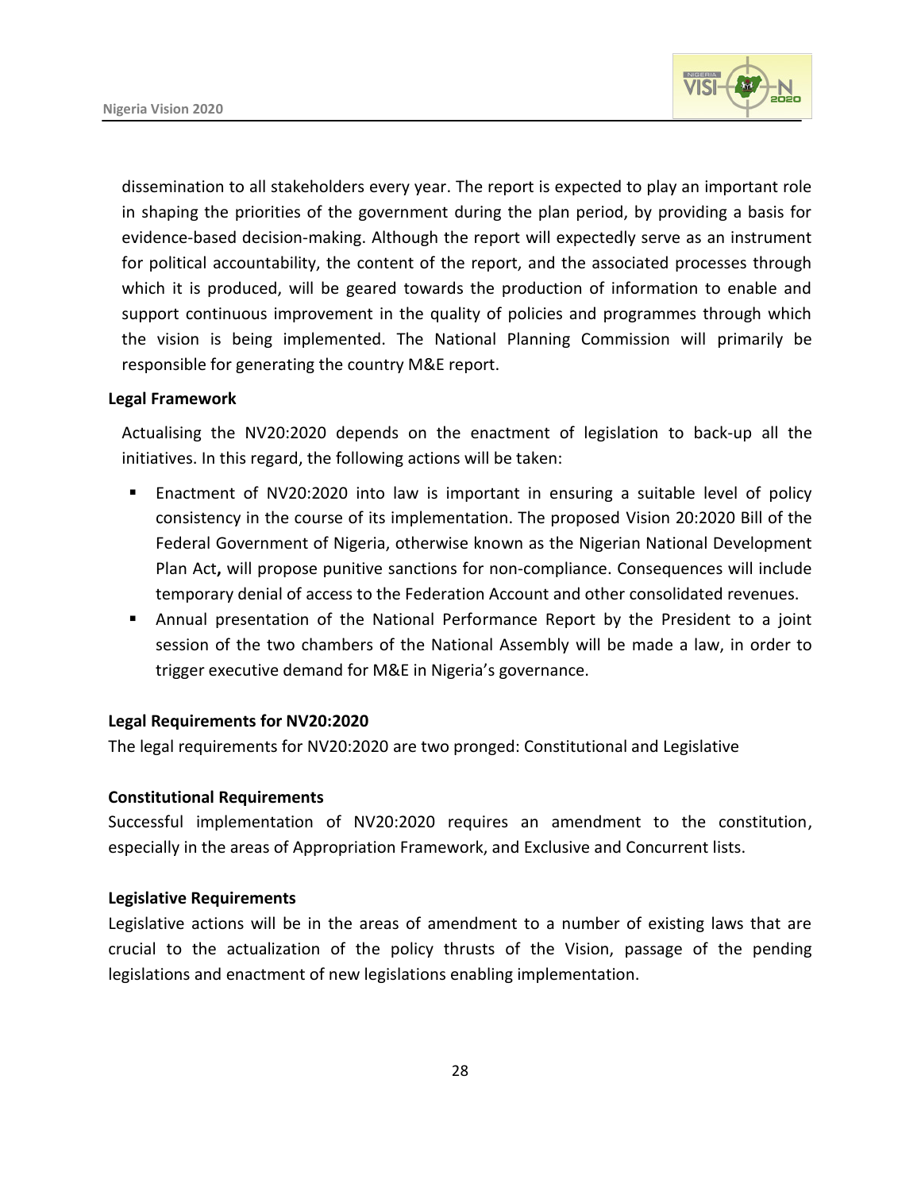dissemination to all stakeholders every year. The report is expected to play an important role in shaping the priorities of the government during the plan period, by providing a basis for evidence-based decision-making. Although the report will expectedly serve as an instrument for political accountability, the content of the report, and the associated processes through which it is produced, will be geared towards the production of information to enable and support continuous improvement in the quality of policies and programmes through which the vision is being implemented. The National Planning Commission will primarily be responsible for generating the country M&E report.

**Legal Framework**

Actualising the NV20:2020 depends on the enactment of legislation to back-up all the initiatives. In this regard, the following actions will be taken:

- Enactment of NV20:2020 into law is important in ensuring a suitable level of policy consistency in the course of its implementation. The proposed Vision 20:2020 Bill of the Federal Government of Nigeria, otherwise known as the Nigerian National Development Plan Act**,** will propose punitive sanctions for non-compliance. Consequences will include temporary denial of access to the Federation Account and other consolidated revenues.
- Annual presentation of the National Performance Report by the President to a joint session of the two chambers of the National Assembly will be made a law, in order to trigger executive demand for M&E in Nigeria's governance.

**Legal Requirements for NV20:2020**

The legal requirements for NV20:2020 are two pronged: Constitutional and Legislative

**Constitutional Requirements**

Successful implementation of NV20:2020 requires an amendment to the constitution, especially in the areas of Appropriation Framework, and Exclusive and Concurrent lists.

**Legislative Requirements**

Legislative actions will be in the areas of amendment to a number of existing laws that are crucial to the actualization of the policy thrusts of the Vision, passage of the pending legislations and enactment of new legislations enabling implementation.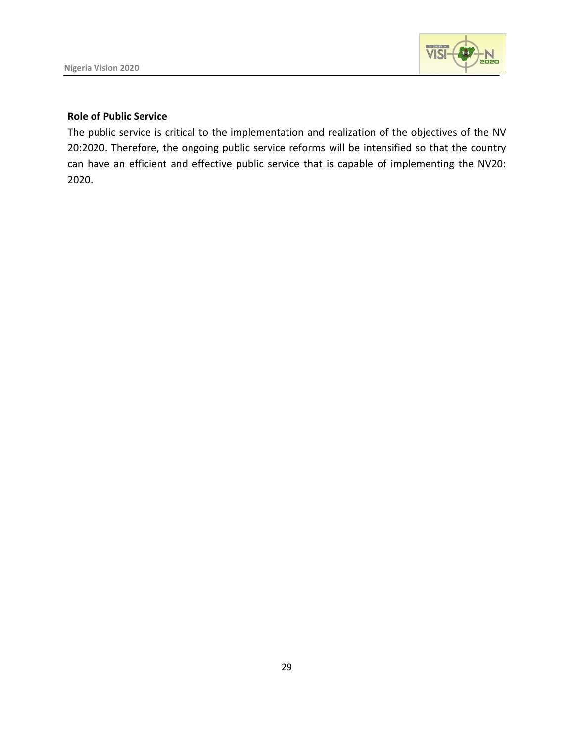**Role of Public Service**

The public service is critical to the implementation and realization of the objectives of the NV 20:2020. Therefore, the ongoing public service reforms will be intensified so that the country can have an efficient and effective public service that is capable of implementing the NV20: 2020.